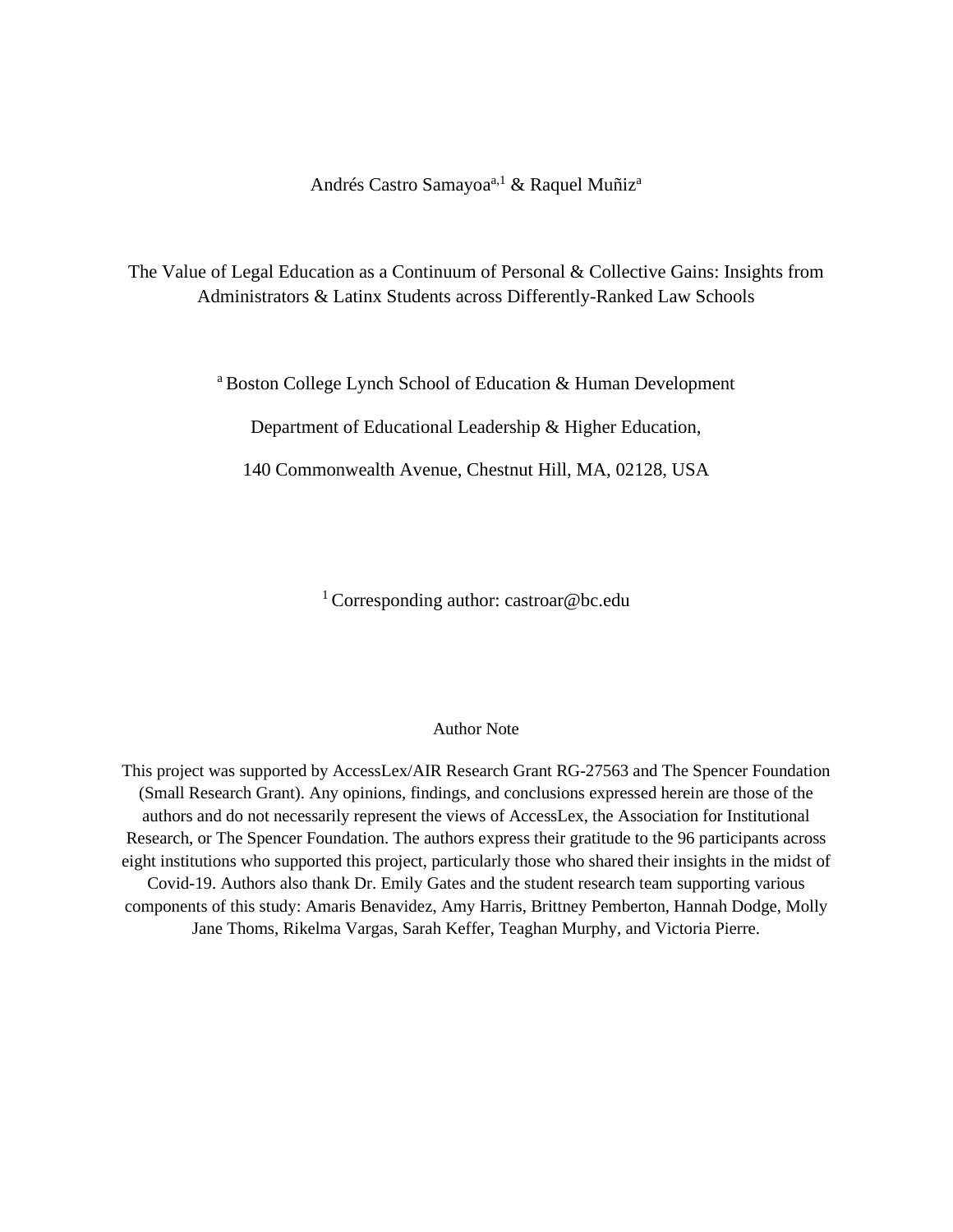Andrés Castro Samayoa[a,1] & Raquel Muñiz[a]

# The Value of Legal Education as a Continuum of Personal & Collective Gains: Insights from Administrators & Latinx Students across Differently-Ranked Law Schools

[a] Boston College Lynch School of Education & Human Development

Department of Educational Leadership & Higher Education,

140 Commonwealth Avenue, Chestnut Hill, MA, 02128, USA

[1] Corresponding author: castroar@bc.edu

## Author Note

This project was supported by AccessLex/AIR Research Grant RG-27563 and The Spencer Foundation (Small Research Grant). Any opinions, findings, and conclusions expressed herein are those of the authors and do not necessarily represent the views of AccessLex, the Association for Institutional Research, or The Spencer Foundation. The authors express their gratitude to the 96 participants across eight institutions who supported this project, particularly those who shared their insights in the midst of Covid-19. Authors also thank Dr. Emily Gates and the student research team supporting various components of this study: Amaris Benavidez, Amy Harris, Brittney Pemberton, Hannah Dodge, Molly Jane Thoms, Rikelma Vargas, Sarah Keffer, Teaghan Murphy, and Victoria Pierre.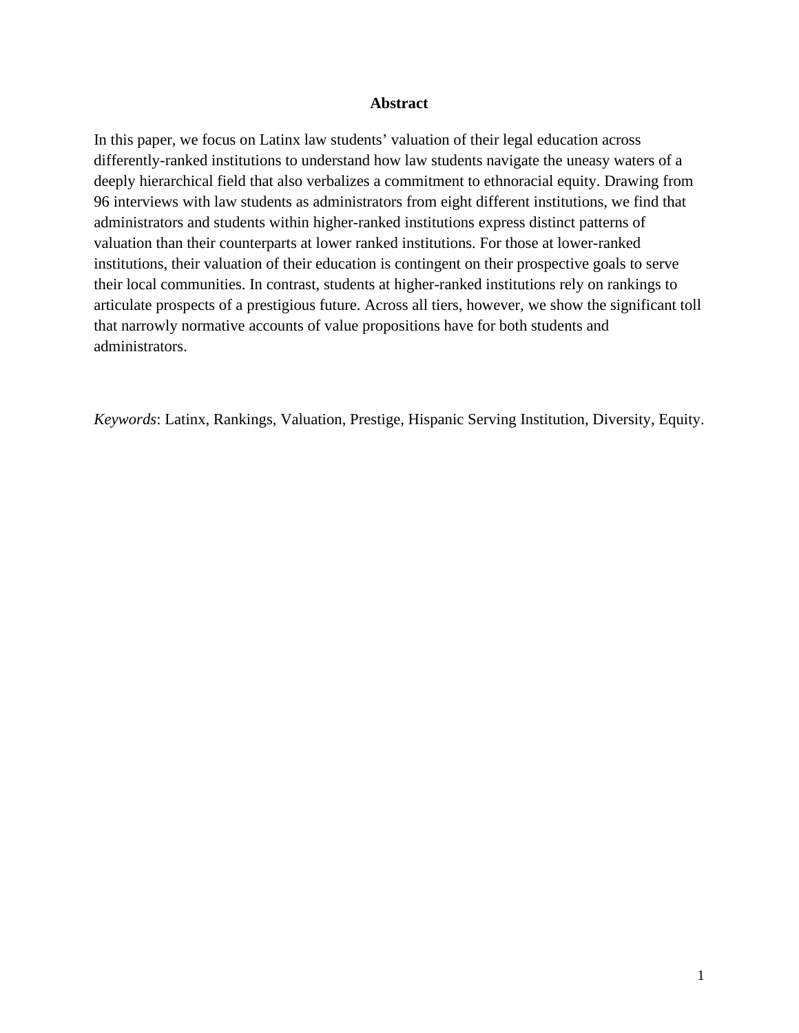## Abstract

In this paper, we focus on Latinx law students' valuation of their legal education across differently-ranked institutions to understand how law students navigate the uneasy waters of a deeply hierarchical field that also verbalizes a commitment to ethnoracial equity. Drawing from 96 interviews with law students as administrators from eight different institutions, we find that administrators and students within higher-ranked institutions express distinct patterns of valuation than their counterparts at lower ranked institutions. For those at lower-ranked institutions, their valuation of their education is contingent on their prospective goals to serve their local communities. In contrast, students at higher-ranked institutions rely on rankings to articulate prospects of a prestigious future. Across all tiers, however, we show the significant toll that narrowly normative accounts of value propositions have for both students and administrators.

*Keywords*: Latinx, Rankings, Valuation, Prestige, Hispanic Serving Institution, Diversity, Equity.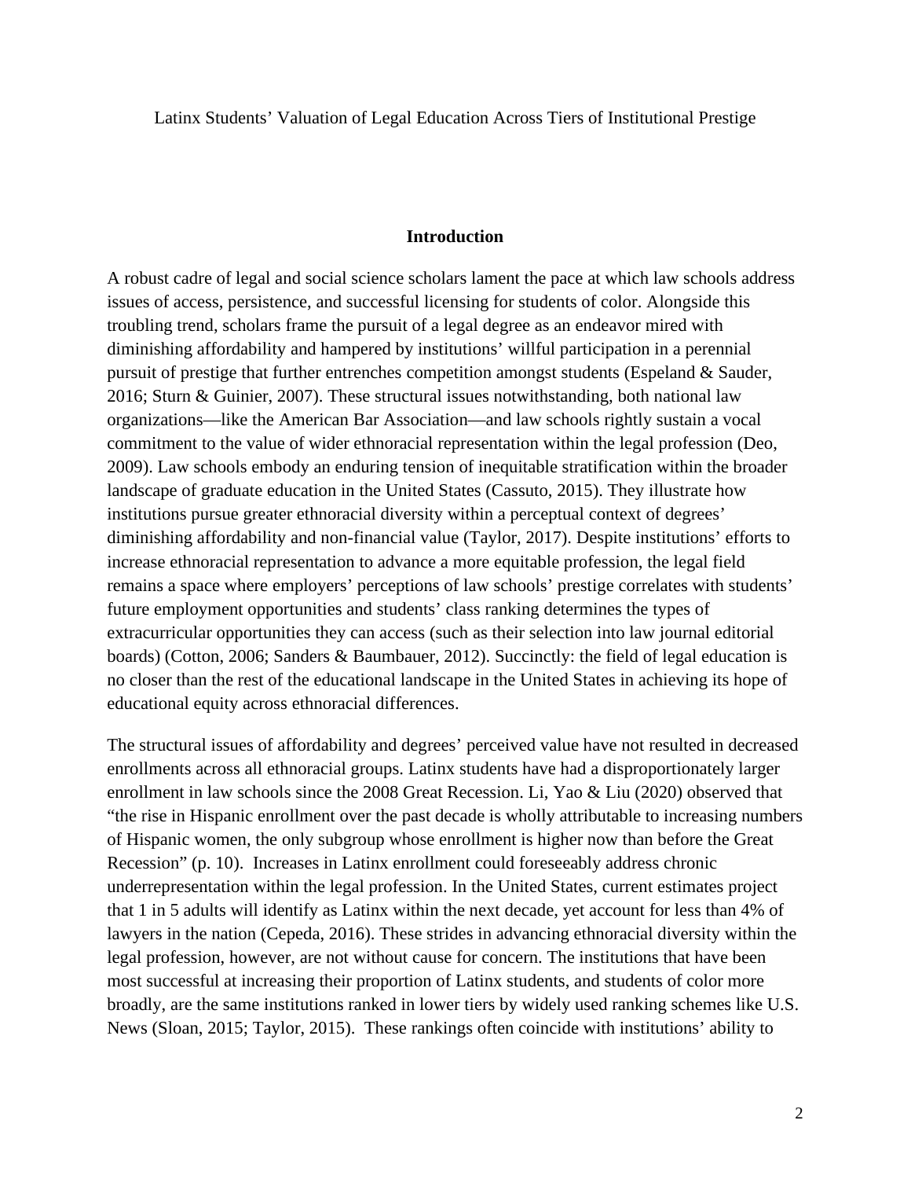Latinx Students' Valuation of Legal Education Across Tiers of Institutional Prestige

## Introduction

A robust cadre of legal and social science scholars lament the pace at which law schools address issues of access, persistence, and successful licensing for students of color. Alongside this troubling trend, scholars frame the pursuit of a legal degree as an endeavor mired with diminishing affordability and hampered by institutions' willful participation in a perennial pursuit of prestige that further entrenches competition amongst students (Espeland & Sauder, 2016; Sturn & Guinier, 2007). These structural issues notwithstanding, both national law organizations—like the American Bar Association—and law schools rightly sustain a vocal commitment to the value of wider ethnoracial representation within the legal profession (Deo, 2009). Law schools embody an enduring tension of inequitable stratification within the broader landscape of graduate education in the United States (Cassuto, 2015). They illustrate how institutions pursue greater ethnoracial diversity within a perceptual context of degrees' diminishing affordability and non-financial value (Taylor, 2017). Despite institutions' efforts to increase ethnoracial representation to advance a more equitable profession, the legal field remains a space where employers' perceptions of law schools' prestige correlates with students' future employment opportunities and students' class ranking determines the types of extracurricular opportunities they can access (such as their selection into law journal editorial boards) (Cotton, 2006; Sanders & Baumbauer, 2012). Succinctly: the field of legal education is no closer than the rest of the educational landscape in the United States in achieving its hope of educational equity across ethnoracial differences.

The structural issues of affordability and degrees' perceived value have not resulted in decreased enrollments across all ethnoracial groups. Latinx students have had a disproportionately larger enrollment in law schools since the 2008 Great Recession. Li, Yao & Liu (2020) observed that "the rise in Hispanic enrollment over the past decade is wholly attributable to increasing numbers of Hispanic women, the only subgroup whose enrollment is higher now than before the Great Recession" (p. 10). Increases in Latinx enrollment could foreseeably address chronic underrepresentation within the legal profession. In the United States, current estimates project that 1 in 5 adults will identify as Latinx within the next decade, yet account for less than 4% of lawyers in the nation (Cepeda, 2016). These strides in advancing ethnoracial diversity within the legal profession, however, are not without cause for concern. The institutions that have been most successful at increasing their proportion of Latinx students, and students of color more broadly, are the same institutions ranked in lower tiers by widely used ranking schemes like U.S. News (Sloan, 2015; Taylor, 2015). These rankings often coincide with institutions' ability to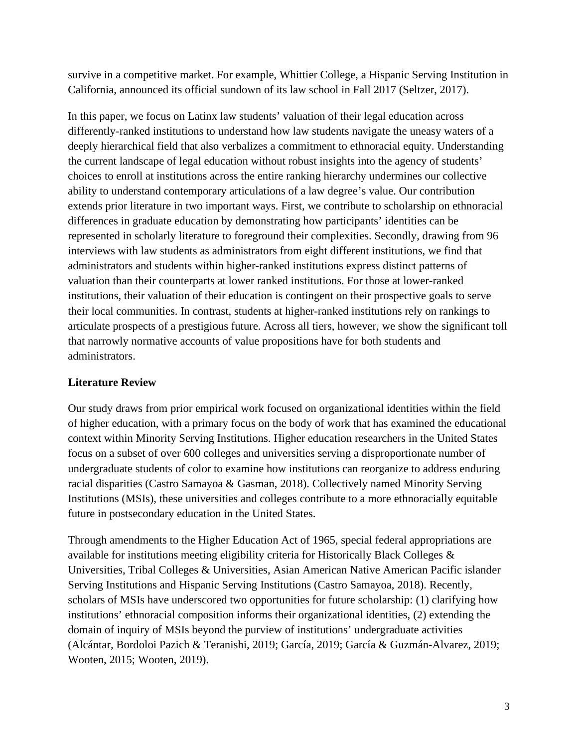survive in a competitive market. For example, Whittier College, a Hispanic Serving Institution in California, announced its official sundown of its law school in Fall 2017 (Seltzer, 2017).

In this paper, we focus on Latinx law students' valuation of their legal education across differently-ranked institutions to understand how law students navigate the uneasy waters of a deeply hierarchical field that also verbalizes a commitment to ethnoracial equity. Understanding the current landscape of legal education without robust insights into the agency of students' choices to enroll at institutions across the entire ranking hierarchy undermines our collective ability to understand contemporary articulations of a law degree's value. Our contribution extends prior literature in two important ways. First, we contribute to scholarship on ethnoracial differences in graduate education by demonstrating how participants' identities can be represented in scholarly literature to foreground their complexities. Secondly, drawing from 96 interviews with law students as administrators from eight different institutions, we find that administrators and students within higher-ranked institutions express distinct patterns of valuation than their counterparts at lower ranked institutions. For those at lower-ranked institutions, their valuation of their education is contingent on their prospective goals to serve their local communities. In contrast, students at higher-ranked institutions rely on rankings to articulate prospects of a prestigious future. Across all tiers, however, we show the significant toll that narrowly normative accounts of value propositions have for both students and administrators.

## Literature Review

Our study draws from prior empirical work focused on organizational identities within the field of higher education, with a primary focus on the body of work that has examined the educational context within Minority Serving Institutions. Higher education researchers in the United States focus on a subset of over 600 colleges and universities serving a disproportionate number of undergraduate students of color to examine how institutions can reorganize to address enduring racial disparities (Castro Samayoa & Gasman, 2018). Collectively named Minority Serving Institutions (MSIs), these universities and colleges contribute to a more ethnoracially equitable future in postsecondary education in the United States.

Through amendments to the Higher Education Act of 1965, special federal appropriations are available for institutions meeting eligibility criteria for Historically Black Colleges & Universities, Tribal Colleges & Universities, Asian American Native American Pacific islander Serving Institutions and Hispanic Serving Institutions (Castro Samayoa, 2018). Recently, scholars of MSIs have underscored two opportunities for future scholarship: (1) clarifying how institutions' ethnoracial composition informs their organizational identities, (2) extending the domain of inquiry of MSIs beyond the purview of institutions' undergraduate activities (Alcántar, Bordoloi Pazich & Teranishi, 2019; García, 2019; García & Guzmán-Alvarez, 2019; Wooten, 2015; Wooten, 2019).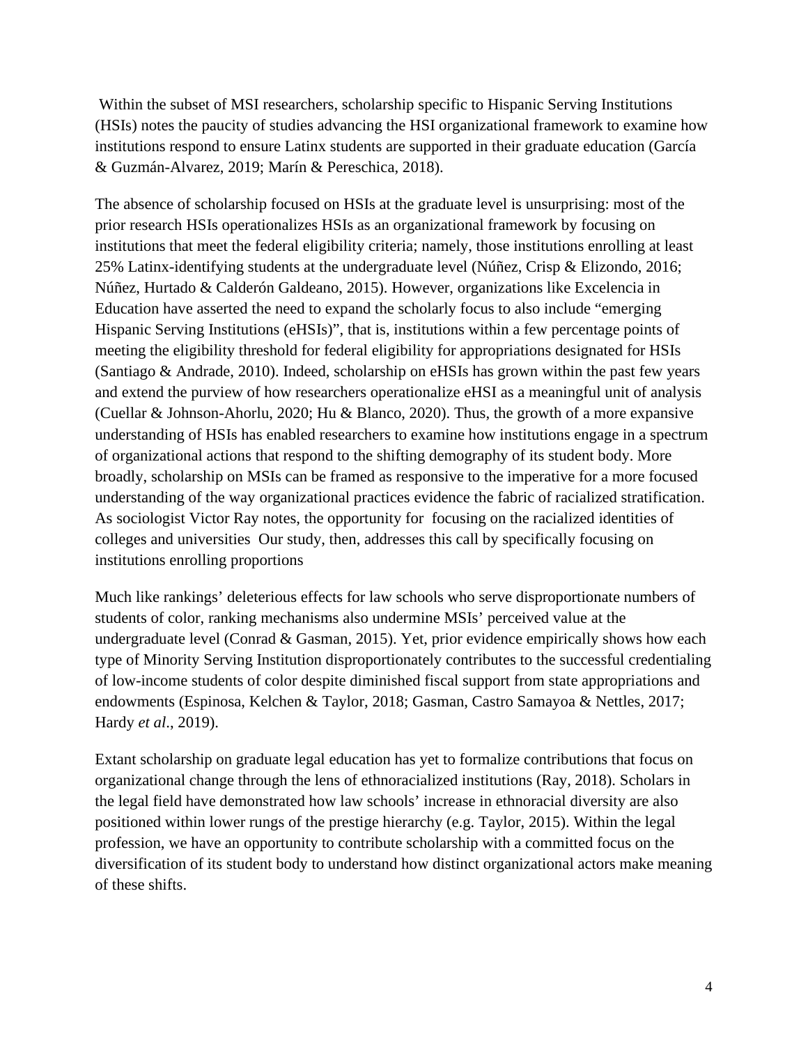Within the subset of MSI researchers, scholarship specific to Hispanic Serving Institutions (HSIs) notes the paucity of studies advancing the HSI organizational framework to examine how institutions respond to ensure Latinx students are supported in their graduate education (García & Guzmán-Alvarez, 2019; Marín & Pereschica, 2018).

The absence of scholarship focused on HSIs at the graduate level is unsurprising: most of the prior research HSIs operationalizes HSIs as an organizational framework by focusing on institutions that meet the federal eligibility criteria; namely, those institutions enrolling at least 25% Latinx-identifying students at the undergraduate level (Núñez, Crisp & Elizondo, 2016; Núñez, Hurtado & Calderón Galdeano, 2015). However, organizations like Excelencia in Education have asserted the need to expand the scholarly focus to also include "emerging Hispanic Serving Institutions (eHSIs)", that is, institutions within a few percentage points of meeting the eligibility threshold for federal eligibility for appropriations designated for HSIs (Santiago & Andrade, 2010). Indeed, scholarship on eHSIs has grown within the past few years and extend the purview of how researchers operationalize eHSI as a meaningful unit of analysis (Cuellar & Johnson-Ahorlu, 2020; Hu & Blanco, 2020). Thus, the growth of a more expansive understanding of HSIs has enabled researchers to examine how institutions engage in a spectrum of organizational actions that respond to the shifting demography of its student body. More broadly, scholarship on MSIs can be framed as responsive to the imperative for a more focused understanding of the way organizational practices evidence the fabric of racialized stratification. As sociologist Victor Ray notes, the opportunity for  focusing on the racialized identities of colleges and universities  Our study, then, addresses this call by specifically focusing on institutions enrolling proportions

Much like rankings' deleterious effects for law schools who serve disproportionate numbers of students of color, ranking mechanisms also undermine MSIs' perceived value at the undergraduate level (Conrad & Gasman, 2015). Yet, prior evidence empirically shows how each type of Minority Serving Institution disproportionately contributes to the successful credentialing of low-income students of color despite diminished fiscal support from state appropriations and endowments (Espinosa, Kelchen & Taylor, 2018; Gasman, Castro Samayoa & Nettles, 2017; Hardy *et al*., 2019).

Extant scholarship on graduate legal education has yet to formalize contributions that focus on organizational change through the lens of ethnoracialized institutions (Ray, 2018). Scholars in the legal field have demonstrated how law schools' increase in ethnoracial diversity are also positioned within lower rungs of the prestige hierarchy (e.g. Taylor, 2015). Within the legal profession, we have an opportunity to contribute scholarship with a committed focus on the diversification of its student body to understand how distinct organizational actors make meaning of these shifts.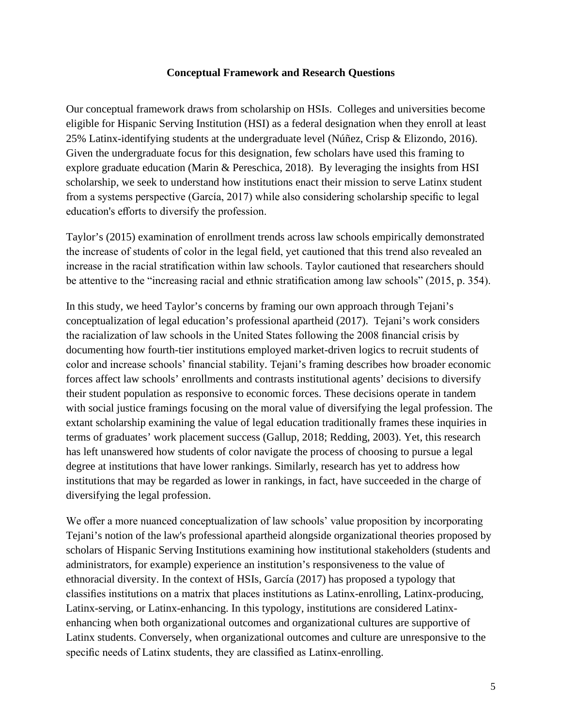**Conceptual Framework and Research Questions**

Our conceptual framework draws from scholarship on HSIs. Colleges and universities become eligible for Hispanic Serving Institution (HSI) as a federal designation when they enroll at least 25% Latinx-identifying students at the undergraduate level (Núñez, Crisp & Elizondo, 2016). Given the undergraduate focus for this designation, few scholars have used this framing to explore graduate education (Marin & Pereschica, 2018). By leveraging the insights from HSI scholarship, we seek to understand how institutions enact their mission to serve Latinx student from a systems perspective (García, 2017) while also considering scholarship specific to legal education's efforts to diversify the profession.

Taylor's (2015) examination of enrollment trends across law schools empirically demonstrated the increase of students of color in the legal field, yet cautioned that this trend also revealed an increase in the racial stratification within law schools. Taylor cautioned that researchers should be attentive to the "increasing racial and ethnic stratification among law schools" (2015, p. 354).

In this study, we heed Taylor's concerns by framing our own approach through Tejani's conceptualization of legal education's professional apartheid (2017). Tejani's work considers the racialization of law schools in the United States following the 2008 financial crisis by documenting how fourth-tier institutions employed market-driven logics to recruit students of color and increase schools' financial stability. Tejani's framing describes how broader economic forces affect law schools' enrollments and contrasts institutional agents' decisions to diversify their student population as responsive to economic forces. These decisions operate in tandem with social justice framings focusing on the moral value of diversifying the legal profession. The extant scholarship examining the value of legal education traditionally frames these inquiries in terms of graduates' work placement success (Gallup, 2018; Redding, 2003). Yet, this research has left unanswered how students of color navigate the process of choosing to pursue a legal degree at institutions that have lower rankings. Similarly, research has yet to address how institutions that may be regarded as lower in rankings, in fact, have succeeded in the charge of diversifying the legal profession.

We offer a more nuanced conceptualization of law schools' value proposition by incorporating Tejani's notion of the law's professional apartheid alongside organizational theories proposed by scholars of Hispanic Serving Institutions examining how institutional stakeholders (students and administrators, for example) experience an institution's responsiveness to the value of ethnoracial diversity. In the context of HSIs, García (2017) has proposed a typology that classifies institutions on a matrix that places institutions as Latinx-enrolling, Latinx-producing, Latinx-serving, or Latinx-enhancing. In this typology, institutions are considered Latinx-enhancing when both organizational outcomes and organizational cultures are supportive of Latinx students. Conversely, when organizational outcomes and culture are unresponsive to the specific needs of Latinx students, they are classified as Latinx-enrolling.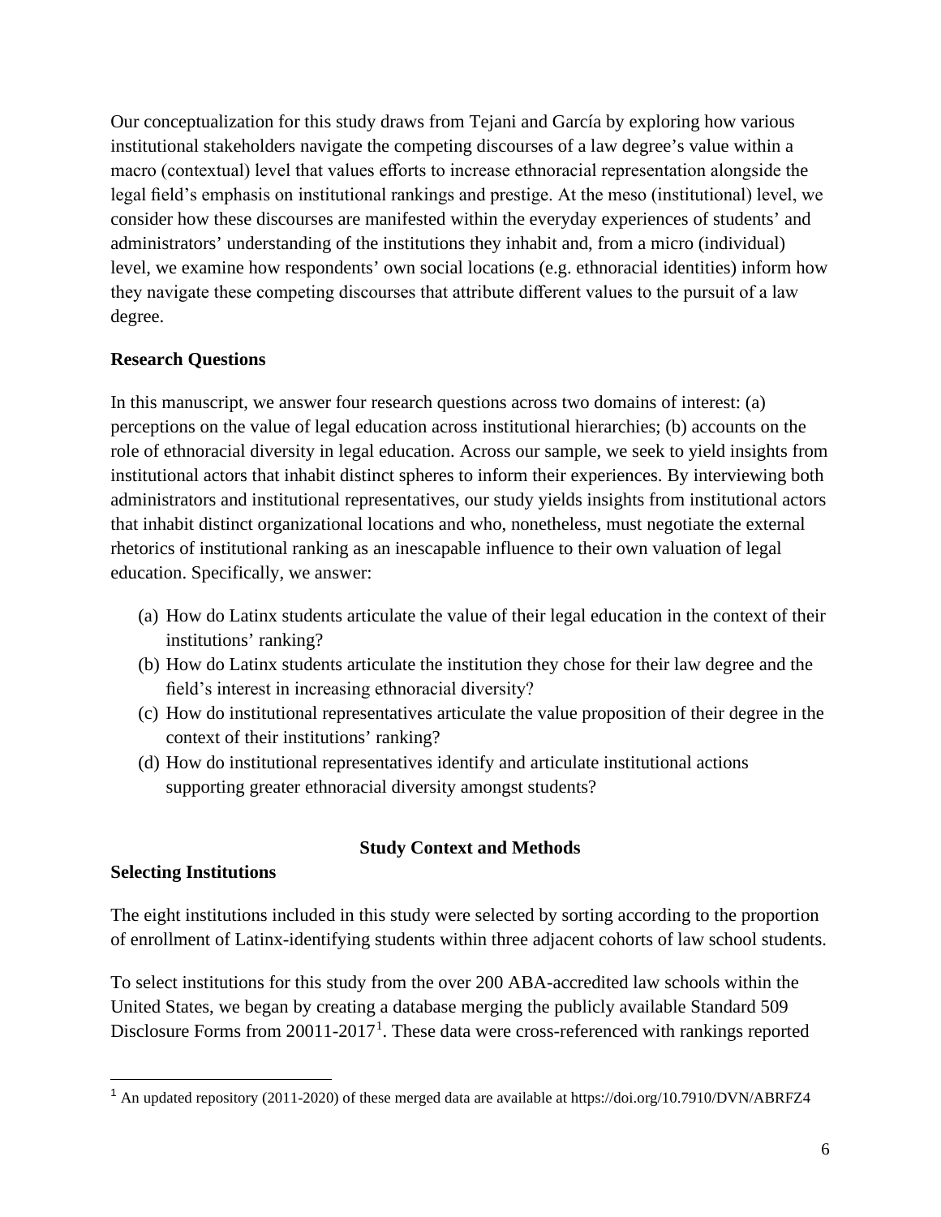Our conceptualization for this study draws from Tejani and García by exploring how various institutional stakeholders navigate the competing discourses of a law degree's value within a macro (contextual) level that values efforts to increase ethnoracial representation alongside the legal field's emphasis on institutional rankings and prestige. At the meso (institutional) level, we consider how these discourses are manifested within the everyday experiences of students' and administrators' understanding of the institutions they inhabit and, from a micro (individual) level, we examine how respondents' own social locations (e.g. ethnoracial identities) inform how they navigate these competing discourses that attribute different values to the pursuit of a law degree.

**Research Questions**

In this manuscript, we answer four research questions across two domains of interest: (a) perceptions on the value of legal education across institutional hierarchies; (b) accounts on the role of ethnoracial diversity in legal education. Across our sample, we seek to yield insights from institutional actors that inhabit distinct spheres to inform their experiences. By interviewing both administrators and institutional representatives, our study yields insights from institutional actors that inhabit distinct organizational locations and who, nonetheless, must negotiate the external rhetorics of institutional ranking as an inescapable influence to their own valuation of legal education. Specifically, we answer:

(a) How do Latinx students articulate the value of their legal education in the context of their institutions' ranking?
(b) How do Latinx students articulate the institution they chose for their law degree and the field's interest in increasing ethnoracial diversity?
(c) How do institutional representatives articulate the value proposition of their degree in the context of their institutions' ranking?
(d) How do institutional representatives identify and articulate institutional actions supporting greater ethnoracial diversity amongst students?

## Study Context and Methods

**Selecting Institutions**

The eight institutions included in this study were selected by sorting according to the proportion of enrollment of Latinx-identifying students within three adjacent cohorts of law school students.

To select institutions for this study from the over 200 ABA-accredited law schools within the United States, we began by creating a database merging the publicly available Standard 509 Disclosure Forms from 20011-2017[1]. These data were cross-referenced with rankings reported

[1] An updated repository (2011-2020) of these merged data are available at https://doi.org/10.7910/DVN/ABRFZ4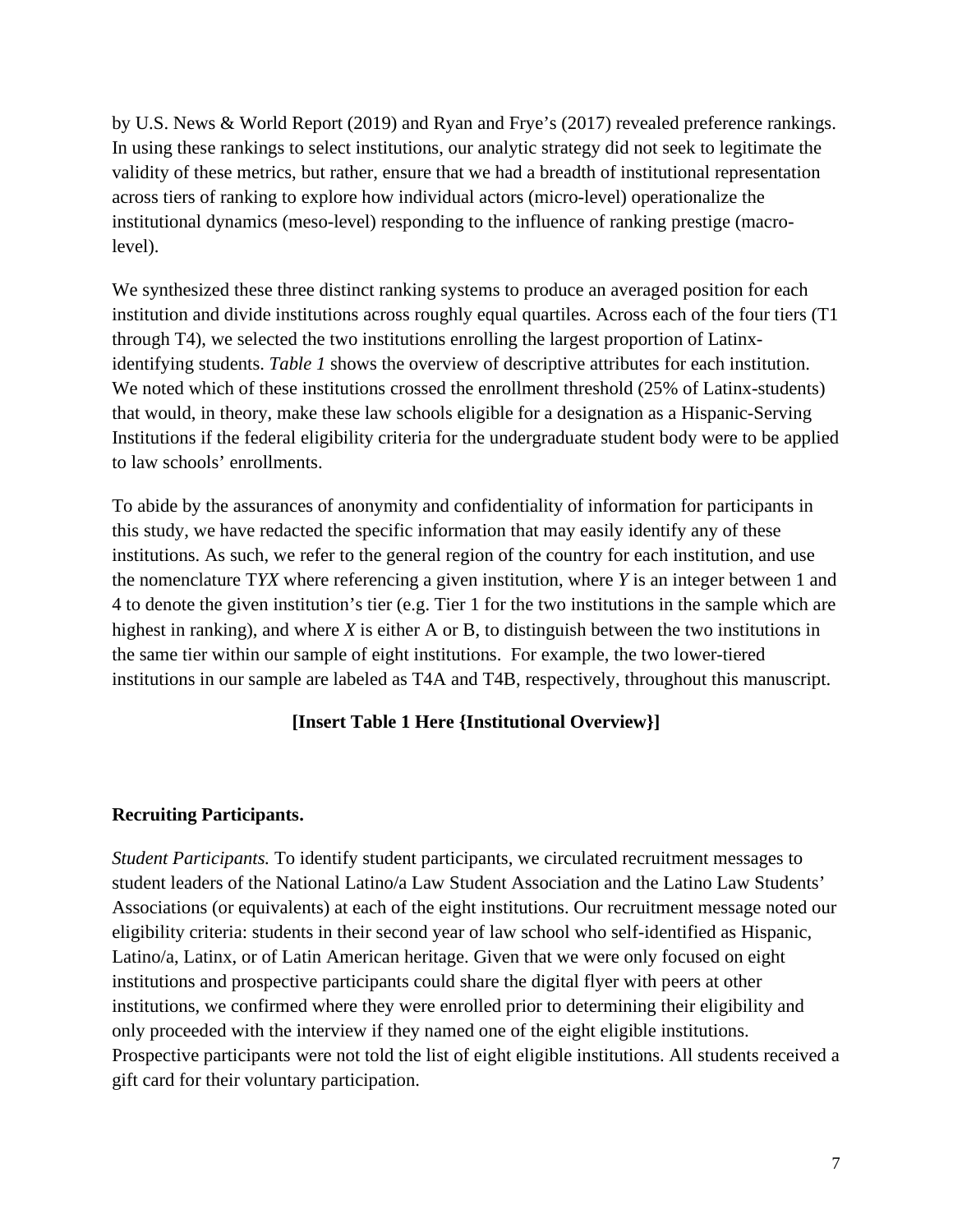by U.S. News & World Report (2019) and Ryan and Frye's (2017) revealed preference rankings. In using these rankings to select institutions, our analytic strategy did not seek to legitimate the validity of these metrics, but rather, ensure that we had a breadth of institutional representation across tiers of ranking to explore how individual actors (micro-level) operationalize the institutional dynamics (meso-level) responding to the influence of ranking prestige (macro-level).

We synthesized these three distinct ranking systems to produce an averaged position for each institution and divide institutions across roughly equal quartiles. Across each of the four tiers (T1 through T4), we selected the two institutions enrolling the largest proportion of Latinx-identifying students. *Table 1* shows the overview of descriptive attributes for each institution. We noted which of these institutions crossed the enrollment threshold (25% of Latinx-students) that would, in theory, make these law schools eligible for a designation as a Hispanic-Serving Institutions if the federal eligibility criteria for the undergraduate student body were to be applied to law schools' enrollments.

To abide by the assurances of anonymity and confidentiality of information for participants in this study, we have redacted the specific information that may easily identify any of these institutions. As such, we refer to the general region of the country for each institution, and use the nomenclature T*YX* where referencing a given institution, where *Y* is an integer between 1 and 4 to denote the given institution's tier (e.g. Tier 1 for the two institutions in the sample which are highest in ranking), and where *X* is either A or B, to distinguish between the two institutions in the same tier within our sample of eight institutions. For example, the two lower-tiered institutions in our sample are labeled as T4A and T4B, respectively, throughout this manuscript.

**[Insert Table 1 Here {Institutional Overview}]**

**Recruiting Participants.**

*Student Participants.* To identify student participants, we circulated recruitment messages to student leaders of the National Latino/a Law Student Association and the Latino Law Students' Associations (or equivalents) at each of the eight institutions. Our recruitment message noted our eligibility criteria: students in their second year of law school who self-identified as Hispanic, Latino/a, Latinx, or of Latin American heritage. Given that we were only focused on eight institutions and prospective participants could share the digital flyer with peers at other institutions, we confirmed where they were enrolled prior to determining their eligibility and only proceeded with the interview if they named one of the eight eligible institutions. Prospective participants were not told the list of eight eligible institutions. All students received a gift card for their voluntary participation.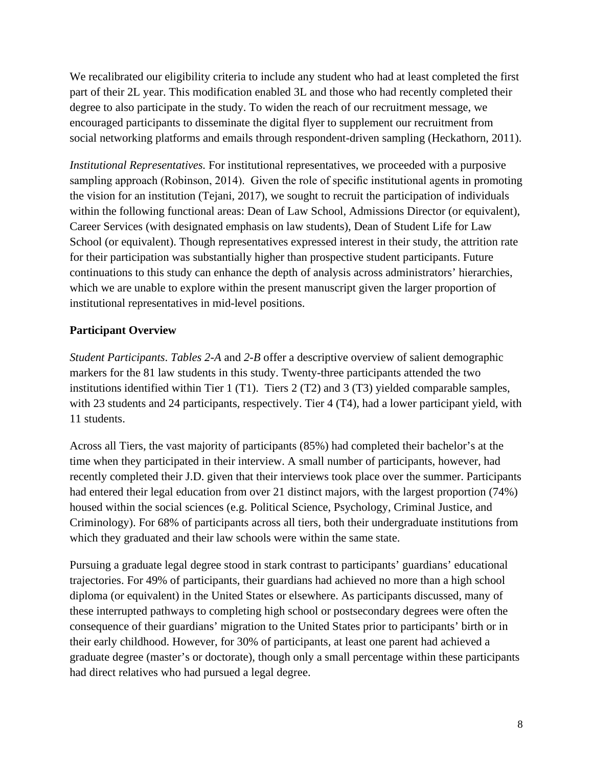We recalibrated our eligibility criteria to include any student who had at least completed the first part of their 2L year. This modification enabled 3L and those who had recently completed their degree to also participate in the study. To widen the reach of our recruitment message, we encouraged participants to disseminate the digital flyer to supplement our recruitment from social networking platforms and emails through respondent-driven sampling (Heckathorn, 2011).

*Institutional Representatives.* For institutional representatives, we proceeded with a purposive sampling approach (Robinson, 2014). Given the role of specific institutional agents in promoting the vision for an institution (Tejani, 2017), we sought to recruit the participation of individuals within the following functional areas: Dean of Law School, Admissions Director (or equivalent), Career Services (with designated emphasis on law students), Dean of Student Life for Law School (or equivalent). Though representatives expressed interest in their study, the attrition rate for their participation was substantially higher than prospective student participants. Future continuations to this study can enhance the depth of analysis across administrators' hierarchies, which we are unable to explore within the present manuscript given the larger proportion of institutional representatives in mid-level positions.

**Participant Overview**

*Student Participants*. *Tables 2-A* and *2-B* offer a descriptive overview of salient demographic markers for the 81 law students in this study. Twenty-three participants attended the two institutions identified within Tier 1 (T1). Tiers 2 (T2) and 3 (T3) yielded comparable samples, with 23 students and 24 participants, respectively. Tier 4 (T4), had a lower participant yield, with 11 students.

Across all Tiers, the vast majority of participants (85%) had completed their bachelor's at the time when they participated in their interview. A small number of participants, however, had recently completed their J.D. given that their interviews took place over the summer. Participants had entered their legal education from over 21 distinct majors, with the largest proportion (74%) housed within the social sciences (e.g. Political Science, Psychology, Criminal Justice, and Criminology). For 68% of participants across all tiers, both their undergraduate institutions from which they graduated and their law schools were within the same state.

Pursuing a graduate legal degree stood in stark contrast to participants' guardians' educational trajectories. For 49% of participants, their guardians had achieved no more than a high school diploma (or equivalent) in the United States or elsewhere. As participants discussed, many of these interrupted pathways to completing high school or postsecondary degrees were often the consequence of their guardians' migration to the United States prior to participants' birth or in their early childhood. However, for 30% of participants, at least one parent had achieved a graduate degree (master's or doctorate), though only a small percentage within these participants had direct relatives who had pursued a legal degree.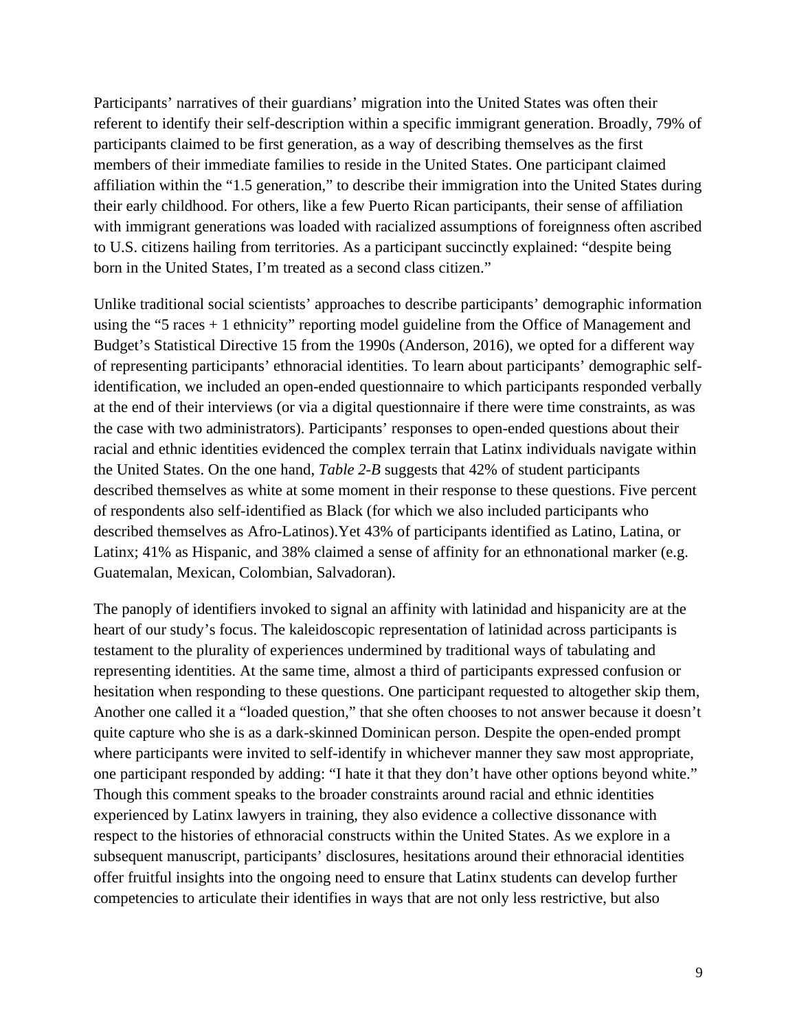Participants' narratives of their guardians' migration into the United States was often their referent to identify their self-description within a specific immigrant generation. Broadly, 79% of participants claimed to be first generation, as a way of describing themselves as the first members of their immediate families to reside in the United States. One participant claimed affiliation within the "1.5 generation," to describe their immigration into the United States during their early childhood. For others, like a few Puerto Rican participants, their sense of affiliation with immigrant generations was loaded with racialized assumptions of foreignness often ascribed to U.S. citizens hailing from territories. As a participant succinctly explained: "despite being born in the United States, I'm treated as a second class citizen."

Unlike traditional social scientists' approaches to describe participants' demographic information using the "5 races + 1 ethnicity" reporting model guideline from the Office of Management and Budget's Statistical Directive 15 from the 1990s (Anderson, 2016), we opted for a different way of representing participants' ethnoracial identities. To learn about participants' demographic self-identification, we included an open-ended questionnaire to which participants responded verbally at the end of their interviews (or via a digital questionnaire if there were time constraints, as was the case with two administrators). Participants' responses to open-ended questions about their racial and ethnic identities evidenced the complex terrain that Latinx individuals navigate within the United States. On the one hand, *Table 2-B* suggests that 42% of student participants described themselves as white at some moment in their response to these questions. Five percent of respondents also self-identified as Black (for which we also included participants who described themselves as Afro-Latinos).Yet 43% of participants identified as Latino, Latina, or Latinx; 41% as Hispanic, and 38% claimed a sense of affinity for an ethnonational marker (e.g. Guatemalan, Mexican, Colombian, Salvadoran).

The panoply of identifiers invoked to signal an affinity with latinidad and hispanicity are at the heart of our study's focus. The kaleidoscopic representation of latinidad across participants is testament to the plurality of experiences undermined by traditional ways of tabulating and representing identities. At the same time, almost a third of participants expressed confusion or hesitation when responding to these questions. One participant requested to altogether skip them, Another one called it a "loaded question," that she often chooses to not answer because it doesn't quite capture who she is as a dark-skinned Dominican person. Despite the open-ended prompt where participants were invited to self-identify in whichever manner they saw most appropriate, one participant responded by adding: "I hate it that they don't have other options beyond white." Though this comment speaks to the broader constraints around racial and ethnic identities experienced by Latinx lawyers in training, they also evidence a collective dissonance with respect to the histories of ethnoracial constructs within the United States. As we explore in a subsequent manuscript, participants' disclosures, hesitations around their ethnoracial identities offer fruitful insights into the ongoing need to ensure that Latinx students can develop further competencies to articulate their identifies in ways that are not only less restrictive, but also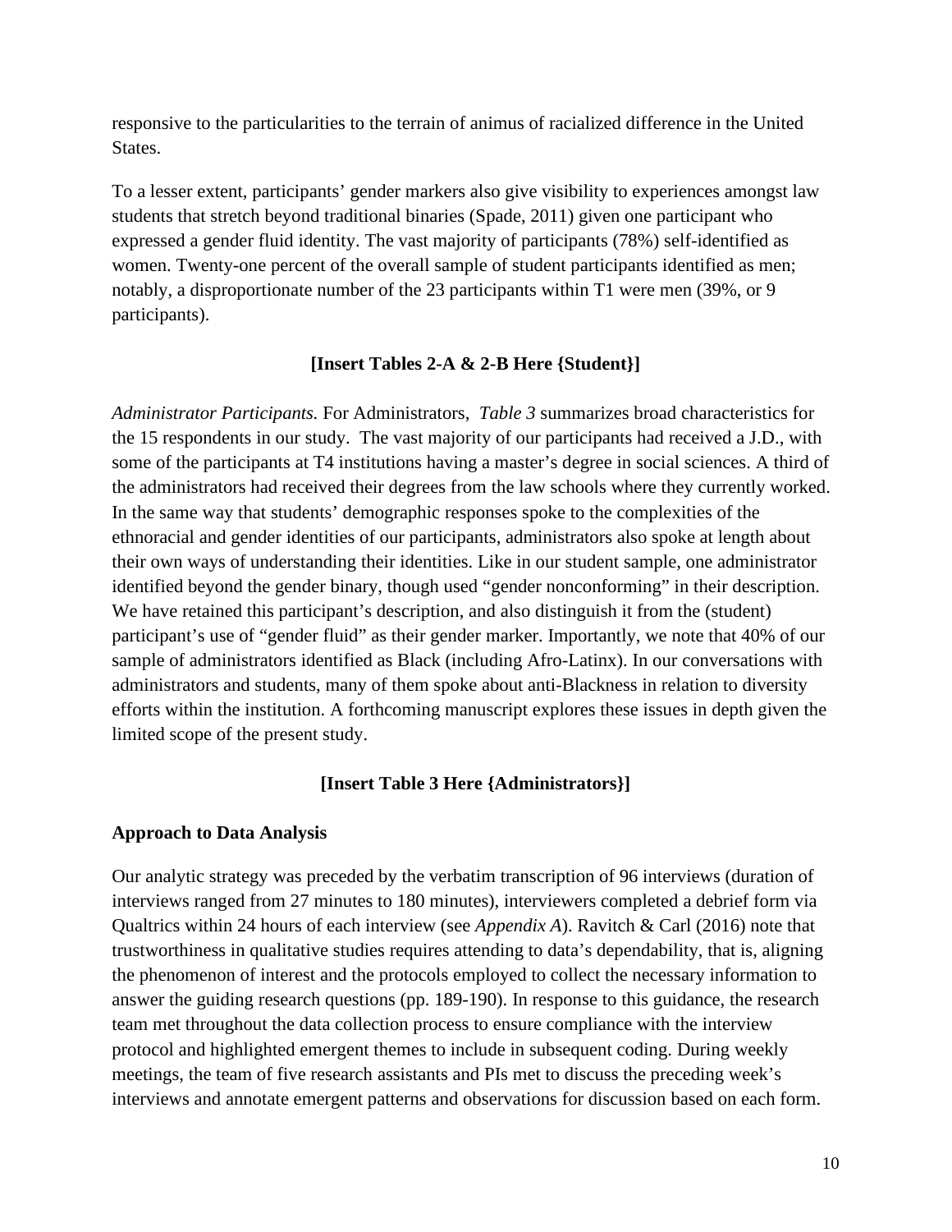responsive to the particularities to the terrain of animus of racialized difference in the United States.

To a lesser extent, participants' gender markers also give visibility to experiences amongst law students that stretch beyond traditional binaries (Spade, 2011) given one participant who expressed a gender fluid identity. The vast majority of participants (78%) self-identified as women. Twenty-one percent of the overall sample of student participants identified as men; notably, a disproportionate number of the 23 participants within T1 were men (39%, or 9 participants).

**[Insert Tables 2-A & 2-B Here {Student}]**

*Administrator Participants.* For Administrators, *Table 3* summarizes broad characteristics for the 15 respondents in our study. The vast majority of our participants had received a J.D., with some of the participants at T4 institutions having a master's degree in social sciences. A third of the administrators had received their degrees from the law schools where they currently worked. In the same way that students' demographic responses spoke to the complexities of the ethnoracial and gender identities of our participants, administrators also spoke at length about their own ways of understanding their identities. Like in our student sample, one administrator identified beyond the gender binary, though used "gender nonconforming" in their description. We have retained this participant's description, and also distinguish it from the (student) participant's use of "gender fluid" as their gender marker. Importantly, we note that 40% of our sample of administrators identified as Black (including Afro-Latinx). In our conversations with administrators and students, many of them spoke about anti-Blackness in relation to diversity efforts within the institution. A forthcoming manuscript explores these issues in depth given the limited scope of the present study.

**[Insert Table 3 Here {Administrators}]**

**Approach to Data Analysis**

Our analytic strategy was preceded by the verbatim transcription of 96 interviews (duration of interviews ranged from 27 minutes to 180 minutes), interviewers completed a debrief form via Qualtrics within 24 hours of each interview (see *Appendix A*). Ravitch & Carl (2016) note that trustworthiness in qualitative studies requires attending to data's dependability, that is, aligning the phenomenon of interest and the protocols employed to collect the necessary information to answer the guiding research questions (pp. 189-190). In response to this guidance, the research team met throughout the data collection process to ensure compliance with the interview protocol and highlighted emergent themes to include in subsequent coding. During weekly meetings, the team of five research assistants and PIs met to discuss the preceding week's interviews and annotate emergent patterns and observations for discussion based on each form.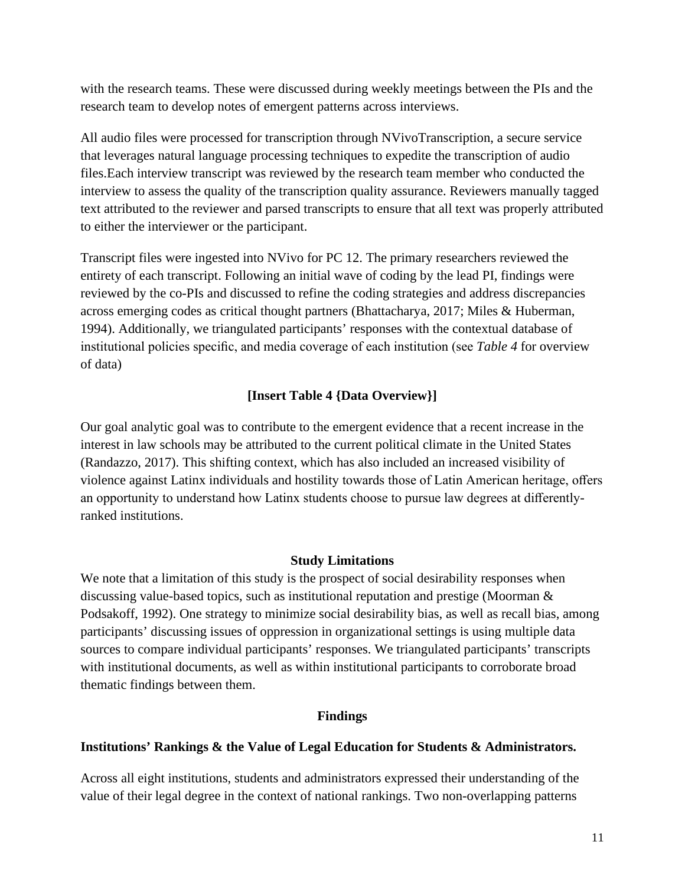with the research teams. These were discussed during weekly meetings between the PIs and the research team to develop notes of emergent patterns across interviews.

All audio files were processed for transcription through NVivoTranscription, a secure service that leverages natural language processing techniques to expedite the transcription of audio files.Each interview transcript was reviewed by the research team member who conducted the interview to assess the quality of the transcription quality assurance. Reviewers manually tagged text attributed to the reviewer and parsed transcripts to ensure that all text was properly attributed to either the interviewer or the participant.

Transcript files were ingested into NVivo for PC 12. The primary researchers reviewed the entirety of each transcript. Following an initial wave of coding by the lead PI, findings were reviewed by the co-PIs and discussed to refine the coding strategies and address discrepancies across emerging codes as critical thought partners (Bhattacharya, 2017; Miles & Huberman, 1994). Additionally, we triangulated participants' responses with the contextual database of institutional policies specific, and media coverage of each institution (see *Table 4* for overview of data)

**[Insert Table 4 {Data Overview}]**

Our goal analytic goal was to contribute to the emergent evidence that a recent increase in the interest in law schools may be attributed to the current political climate in the United States (Randazzo, 2017). This shifting context, which has also included an increased visibility of violence against Latinx individuals and hostility towards those of Latin American heritage, offers an opportunity to understand how Latinx students choose to pursue law degrees at differently-ranked institutions.

## Study Limitations

We note that a limitation of this study is the prospect of social desirability responses when discussing value-based topics, such as institutional reputation and prestige (Moorman & Podsakoff, 1992). One strategy to minimize social desirability bias, as well as recall bias, among participants' discussing issues of oppression in organizational settings is using multiple data sources to compare individual participants' responses. We triangulated participants' transcripts with institutional documents, as well as within institutional participants to corroborate broad thematic findings between them.

## Findings

### Institutions' Rankings & the Value of Legal Education for Students & Administrators.

Across all eight institutions, students and administrators expressed their understanding of the value of their legal degree in the context of national rankings. Two non-overlapping patterns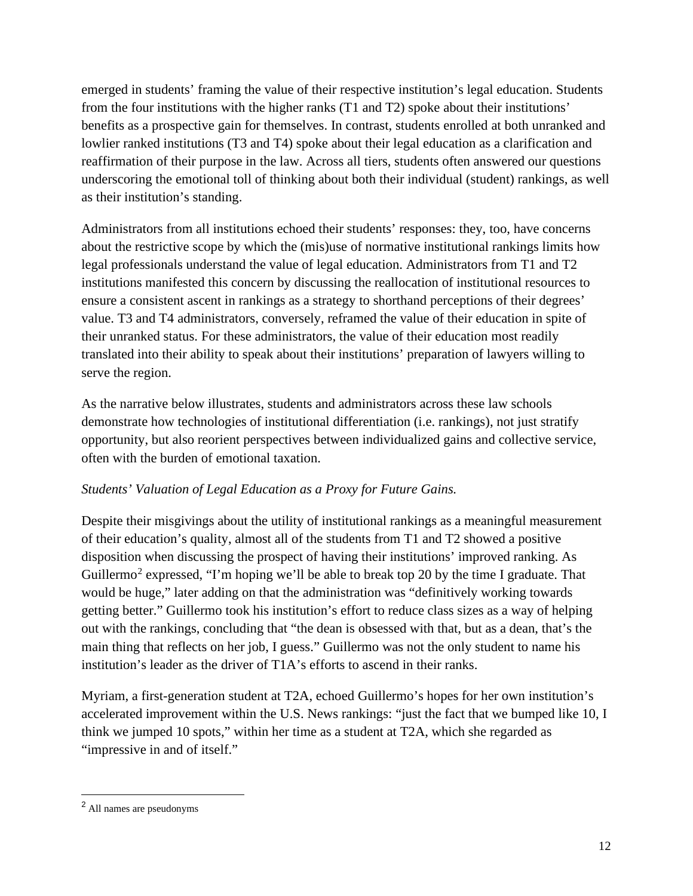emerged in students' framing the value of their respective institution's legal education. Students from the four institutions with the higher ranks (T1 and T2) spoke about their institutions' benefits as a prospective gain for themselves. In contrast, students enrolled at both unranked and lowlier ranked institutions (T3 and T4) spoke about their legal education as a clarification and reaffirmation of their purpose in the law. Across all tiers, students often answered our questions underscoring the emotional toll of thinking about both their individual (student) rankings, as well as their institution's standing.

Administrators from all institutions echoed their students' responses: they, too, have concerns about the restrictive scope by which the (mis)use of normative institutional rankings limits how legal professionals understand the value of legal education. Administrators from T1 and T2 institutions manifested this concern by discussing the reallocation of institutional resources to ensure a consistent ascent in rankings as a strategy to shorthand perceptions of their degrees' value. T3 and T4 administrators, conversely, reframed the value of their education in spite of their unranked status. For these administrators, the value of their education most readily translated into their ability to speak about their institutions' preparation of lawyers willing to serve the region.

As the narrative below illustrates, students and administrators across these law schools demonstrate how technologies of institutional differentiation (i.e. rankings), not just stratify opportunity, but also reorient perspectives between individualized gains and collective service, often with the burden of emotional taxation.

*Students' Valuation of Legal Education as a Proxy for Future Gains.*

Despite their misgivings about the utility of institutional rankings as a meaningful measurement of their education's quality, almost all of the students from T1 and T2 showed a positive disposition when discussing the prospect of having their institutions' improved ranking. As Guillermo[2] expressed, "I'm hoping we'll be able to break top 20 by the time I graduate. That would be huge," later adding on that the administration was "definitively working towards getting better." Guillermo took his institution's effort to reduce class sizes as a way of helping out with the rankings, concluding that "the dean is obsessed with that, but as a dean, that's the main thing that reflects on her job, I guess." Guillermo was not the only student to name his institution's leader as the driver of T1A's efforts to ascend in their ranks.

Myriam, a first-generation student at T2A, echoed Guillermo's hopes for her own institution's accelerated improvement within the U.S. News rankings: "just the fact that we bumped like 10, I think we jumped 10 spots," within her time as a student at T2A, which she regarded as "impressive in and of itself."

[2] All names are pseudonyms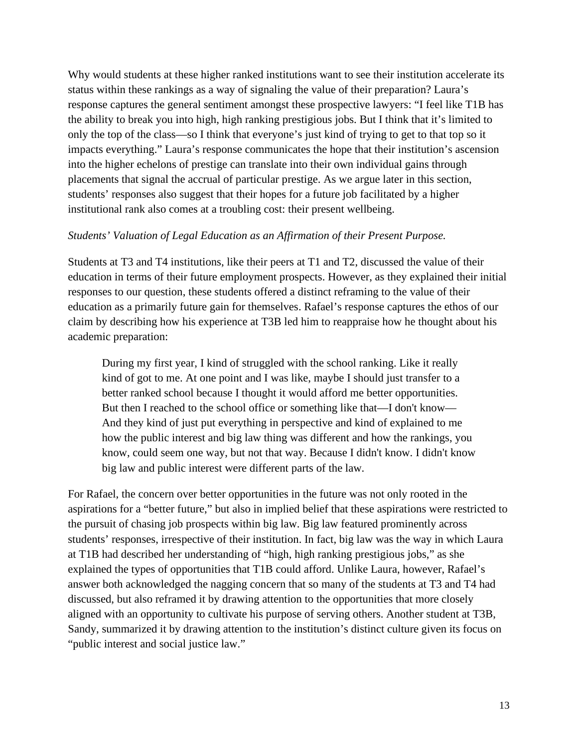Why would students at these higher ranked institutions want to see their institution accelerate its status within these rankings as a way of signaling the value of their preparation? Laura's response captures the general sentiment amongst these prospective lawyers: "I feel like T1B has the ability to break you into high, high ranking prestigious jobs. But I think that it's limited to only the top of the class—so I think that everyone's just kind of trying to get to that top so it impacts everything." Laura's response communicates the hope that their institution's ascension into the higher echelons of prestige can translate into their own individual gains through placements that signal the accrual of particular prestige. As we argue later in this section, students' responses also suggest that their hopes for a future job facilitated by a higher institutional rank also comes at a troubling cost: their present wellbeing.

*Students' Valuation of Legal Education as an Affirmation of their Present Purpose.*

Students at T3 and T4 institutions, like their peers at T1 and T2, discussed the value of their education in terms of their future employment prospects. However, as they explained their initial responses to our question, these students offered a distinct reframing to the value of their education as a primarily future gain for themselves. Rafael's response captures the ethos of our claim by describing how his experience at T3B led him to reappraise how he thought about his academic preparation:

> During my first year, I kind of struggled with the school ranking. Like it really kind of got to me. At one point and I was like, maybe I should just transfer to a better ranked school because I thought it would afford me better opportunities. But then I reached to the school office or something like that—I don't know— And they kind of just put everything in perspective and kind of explained to me how the public interest and big law thing was different and how the rankings, you know, could seem one way, but not that way. Because I didn't know. I didn't know big law and public interest were different parts of the law.

For Rafael, the concern over better opportunities in the future was not only rooted in the aspirations for a "better future," but also in implied belief that these aspirations were restricted to the pursuit of chasing job prospects within big law. Big law featured prominently across students' responses, irrespective of their institution. In fact, big law was the way in which Laura at T1B had described her understanding of "high, high ranking prestigious jobs," as she explained the types of opportunities that T1B could afford. Unlike Laura, however, Rafael's answer both acknowledged the nagging concern that so many of the students at T3 and T4 had discussed, but also reframed it by drawing attention to the opportunities that more closely aligned with an opportunity to cultivate his purpose of serving others. Another student at T3B, Sandy, summarized it by drawing attention to the institution's distinct culture given its focus on "public interest and social justice law."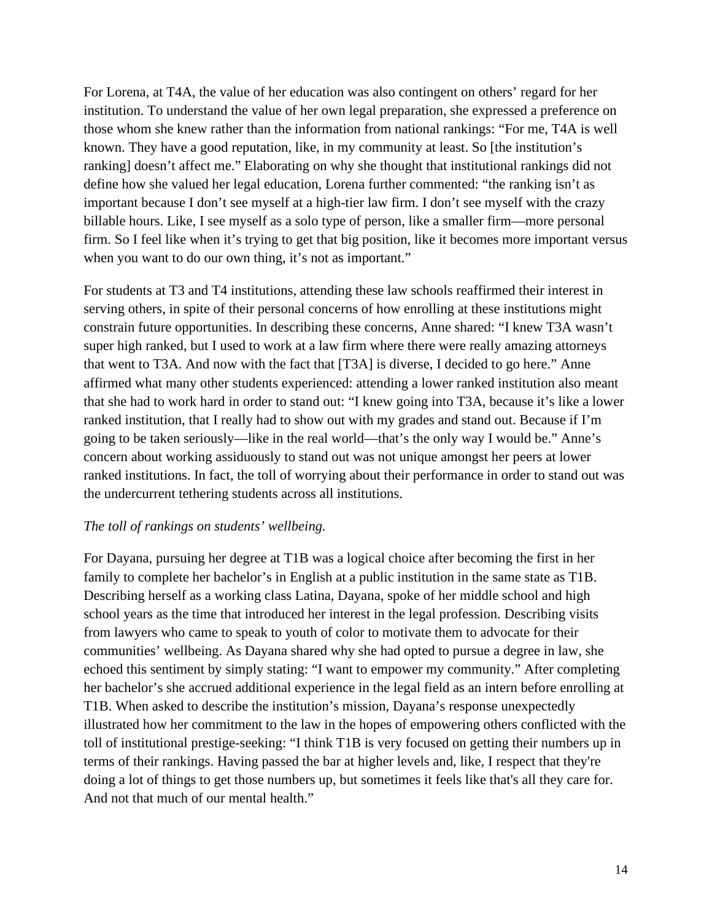For Lorena, at T4A, the value of her education was also contingent on others' regard for her institution. To understand the value of her own legal preparation, she expressed a preference on those whom she knew rather than the information from national rankings: "For me, T4A is well known. They have a good reputation, like, in my community at least. So [the institution's ranking] doesn't affect me." Elaborating on why she thought that institutional rankings did not define how she valued her legal education, Lorena further commented: "the ranking isn't as important because I don't see myself at a high-tier law firm. I don't see myself with the crazy billable hours. Like, I see myself as a solo type of person, like a smaller firm—more personal firm. So I feel like when it's trying to get that big position, like it becomes more important versus when you want to do our own thing, it's not as important."

For students at T3 and T4 institutions, attending these law schools reaffirmed their interest in serving others, in spite of their personal concerns of how enrolling at these institutions might constrain future opportunities. In describing these concerns, Anne shared: "I knew T3A wasn't super high ranked, but I used to work at a law firm where there were really amazing attorneys that went to T3A. And now with the fact that [T3A] is diverse, I decided to go here." Anne affirmed what many other students experienced: attending a lower ranked institution also meant that she had to work hard in order to stand out: "I knew going into T3A, because it's like a lower ranked institution, that I really had to show out with my grades and stand out. Because if I'm going to be taken seriously—like in the real world—that's the only way I would be." Anne's concern about working assiduously to stand out was not unique amongst her peers at lower ranked institutions. In fact, the toll of worrying about their performance in order to stand out was the undercurrent tethering students across all institutions.

*The toll of rankings on students' wellbeing.*

For Dayana, pursuing her degree at T1B was a logical choice after becoming the first in her family to complete her bachelor's in English at a public institution in the same state as T1B. Describing herself as a working class Latina, Dayana, spoke of her middle school and high school years as the time that introduced her interest in the legal profession. Describing visits from lawyers who came to speak to youth of color to motivate them to advocate for their communities' wellbeing. As Dayana shared why she had opted to pursue a degree in law, she echoed this sentiment by simply stating: "I want to empower my community." After completing her bachelor's she accrued additional experience in the legal field as an intern before enrolling at T1B. When asked to describe the institution's mission, Dayana's response unexpectedly illustrated how her commitment to the law in the hopes of empowering others conflicted with the toll of institutional prestige-seeking: "I think T1B is very focused on getting their numbers up in terms of their rankings. Having passed the bar at higher levels and, like, I respect that they're doing a lot of things to get those numbers up, but sometimes it feels like that's all they care for. And not that much of our mental health."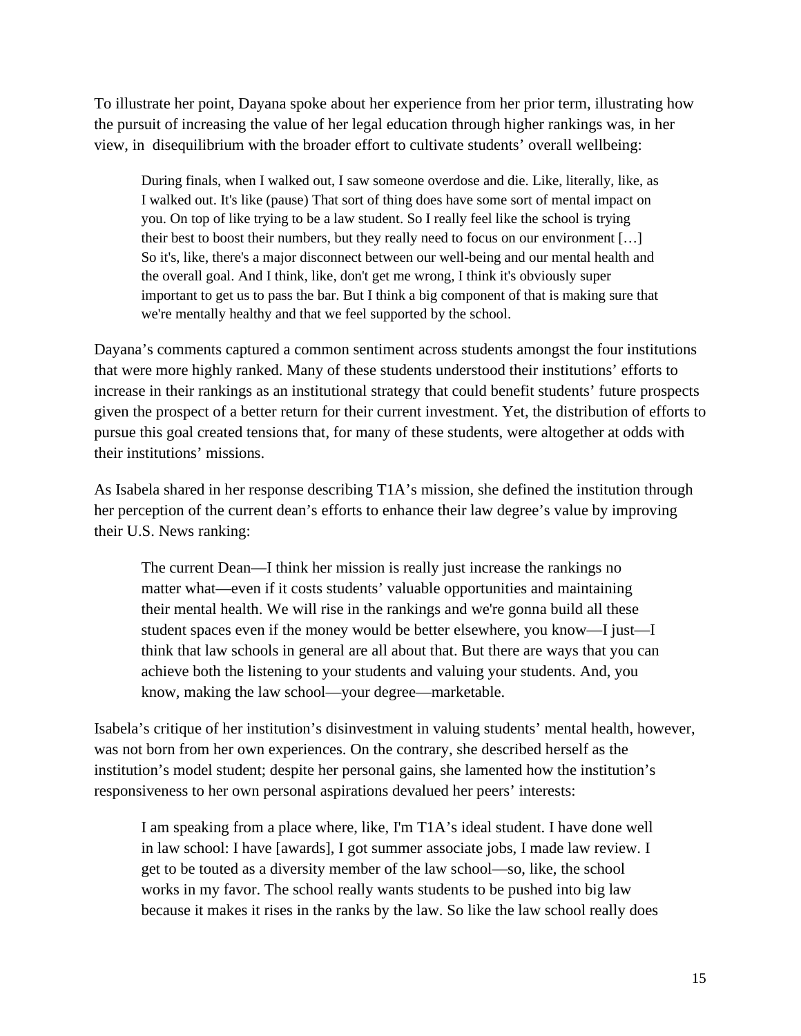To illustrate her point, Dayana spoke about her experience from her prior term, illustrating how the pursuit of increasing the value of her legal education through higher rankings was, in her view, in disequilibrium with the broader effort to cultivate students' overall wellbeing:

> During finals, when I walked out, I saw someone overdose and die. Like, literally, like, as I walked out. It's like (pause) That sort of thing does have some sort of mental impact on you. On top of like trying to be a law student. So I really feel like the school is trying their best to boost their numbers, but they really need to focus on our environment […] So it's, like, there's a major disconnect between our well-being and our mental health and the overall goal. And I think, like, don't get me wrong, I think it's obviously super important to get us to pass the bar. But I think a big component of that is making sure that we're mentally healthy and that we feel supported by the school.

Dayana's comments captured a common sentiment across students amongst the four institutions that were more highly ranked. Many of these students understood their institutions' efforts to increase in their rankings as an institutional strategy that could benefit students' future prospects given the prospect of a better return for their current investment. Yet, the distribution of efforts to pursue this goal created tensions that, for many of these students, were altogether at odds with their institutions' missions.

As Isabela shared in her response describing T1A's mission, she defined the institution through her perception of the current dean's efforts to enhance their law degree's value by improving their U.S. News ranking:

> The current Dean—I think her mission is really just increase the rankings no matter what—even if it costs students' valuable opportunities and maintaining their mental health. We will rise in the rankings and we're gonna build all these student spaces even if the money would be better elsewhere, you know—I just—I think that law schools in general are all about that. But there are ways that you can achieve both the listening to your students and valuing your students. And, you know, making the law school—your degree—marketable.

Isabela's critique of her institution's disinvestment in valuing students' mental health, however, was not born from her own experiences. On the contrary, she described herself as the institution's model student; despite her personal gains, she lamented how the institution's responsiveness to her own personal aspirations devalued her peers' interests:

> I am speaking from a place where, like, I'm T1A's ideal student. I have done well in law school: I have [awards], I got summer associate jobs, I made law review. I get to be touted as a diversity member of the law school—so, like, the school works in my favor. The school really wants students to be pushed into big law because it makes it rises in the ranks by the law. So like the law school really does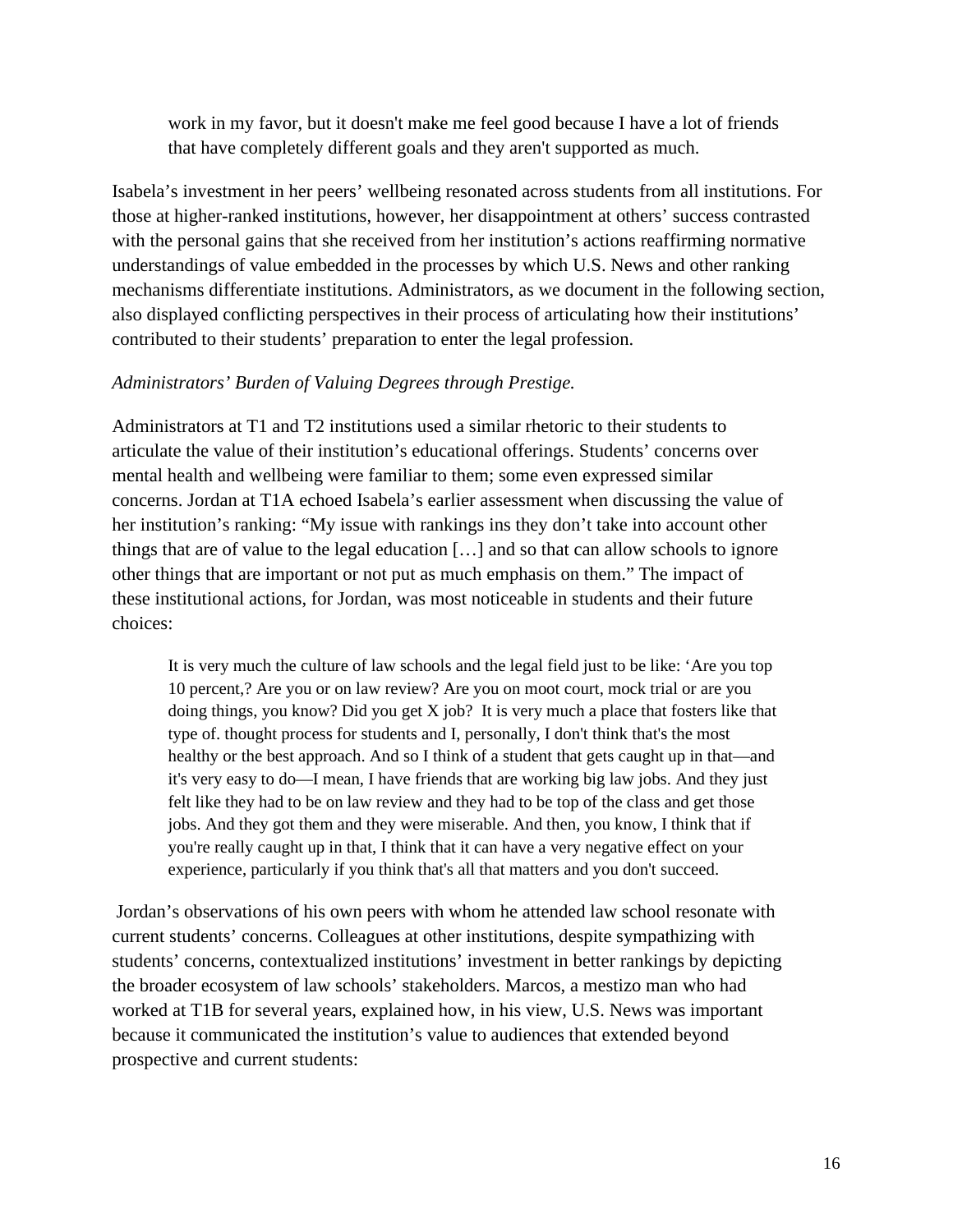> work in my favor, but it doesn't make me feel good because I have a lot of friends that have completely different goals and they aren't supported as much.

Isabela's investment in her peers' wellbeing resonated across students from all institutions. For those at higher-ranked institutions, however, her disappointment at others' success contrasted with the personal gains that she received from her institution's actions reaffirming normative understandings of value embedded in the processes by which U.S. News and other ranking mechanisms differentiate institutions. Administrators, as we document in the following section, also displayed conflicting perspectives in their process of articulating how their institutions' contributed to their students' preparation to enter the legal profession.

*Administrators' Burden of Valuing Degrees through Prestige.*

Administrators at T1 and T2 institutions used a similar rhetoric to their students to articulate the value of their institution's educational offerings. Students' concerns over mental health and wellbeing were familiar to them; some even expressed similar concerns. Jordan at T1A echoed Isabela's earlier assessment when discussing the value of her institution's ranking: "My issue with rankings ins they don't take into account other things that are of value to the legal education […] and so that can allow schools to ignore other things that are important or not put as much emphasis on them." The impact of these institutional actions, for Jordan, was most noticeable in students and their future choices:

> It is very much the culture of law schools and the legal field just to be like: 'Are you top 10 percent,? Are you or on law review? Are you on moot court, mock trial or are you doing things, you know? Did you get X job? It is very much a place that fosters like that type of. thought process for students and I, personally, I don't think that's the most healthy or the best approach. And so I think of a student that gets caught up in that—and it's very easy to do—I mean, I have friends that are working big law jobs. And they just felt like they had to be on law review and they had to be top of the class and get those jobs. And they got them and they were miserable. And then, you know, I think that if you're really caught up in that, I think that it can have a very negative effect on your experience, particularly if you think that's all that matters and you don't succeed.

Jordan's observations of his own peers with whom he attended law school resonate with current students' concerns. Colleagues at other institutions, despite sympathizing with students' concerns, contextualized institutions' investment in better rankings by depicting the broader ecosystem of law schools' stakeholders. Marcos, a mestizo man who had worked at T1B for several years, explained how, in his view, U.S. News was important because it communicated the institution's value to audiences that extended beyond prospective and current students: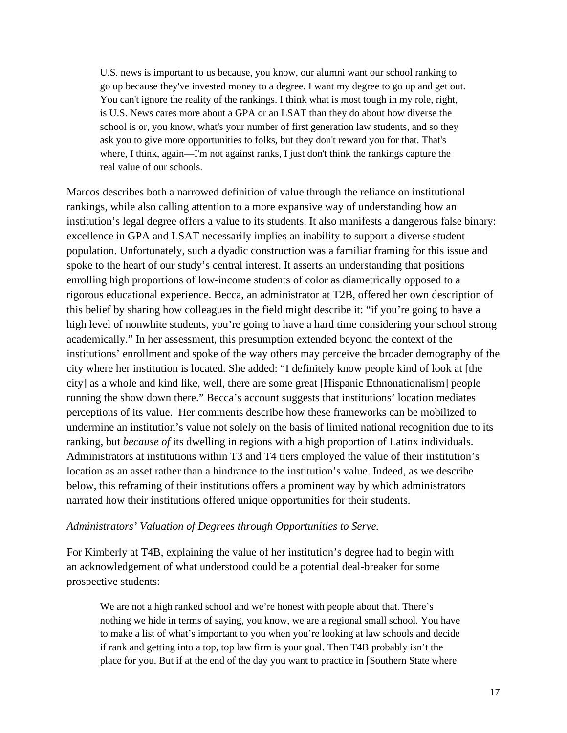> U.S. news is important to us because, you know, our alumni want our school ranking to go up because they've invested money to a degree. I want my degree to go up and get out. You can't ignore the reality of the rankings. I think what is most tough in my role, right, is U.S. News cares more about a GPA or an LSAT than they do about how diverse the school is or, you know, what's your number of first generation law students, and so they ask you to give more opportunities to folks, but they don't reward you for that. That's where, I think, again—I'm not against ranks, I just don't think the rankings capture the real value of our schools.

Marcos describes both a narrowed definition of value through the reliance on institutional rankings, while also calling attention to a more expansive way of understanding how an institution's legal degree offers a value to its students. It also manifests a dangerous false binary: excellence in GPA and LSAT necessarily implies an inability to support a diverse student population. Unfortunately, such a dyadic construction was a familiar framing for this issue and spoke to the heart of our study's central interest. It asserts an understanding that positions enrolling high proportions of low-income students of color as diametrically opposed to a rigorous educational experience. Becca, an administrator at T2B, offered her own description of this belief by sharing how colleagues in the field might describe it: "if you're going to have a high level of nonwhite students, you're going to have a hard time considering your school strong academically." In her assessment, this presumption extended beyond the context of the institutions' enrollment and spoke of the way others may perceive the broader demography of the city where her institution is located. She added: "I definitely know people kind of look at [the city] as a whole and kind like, well, there are some great [Hispanic Ethnonationalism] people running the show down there." Becca's account suggests that institutions' location mediates perceptions of its value. Her comments describe how these frameworks can be mobilized to undermine an institution's value not solely on the basis of limited national recognition due to its ranking, but *because of* its dwelling in regions with a high proportion of Latinx individuals. Administrators at institutions within T3 and T4 tiers employed the value of their institution's location as an asset rather than a hindrance to the institution's value. Indeed, as we describe below, this reframing of their institutions offers a prominent way by which administrators narrated how their institutions offered unique opportunities for their students.

*Administrators' Valuation of Degrees through Opportunities to Serve.*

For Kimberly at T4B, explaining the value of her institution's degree had to begin with an acknowledgement of what understood could be a potential deal-breaker for some prospective students:

> We are not a high ranked school and we're honest with people about that. There's nothing we hide in terms of saying, you know, we are a regional small school. You have to make a list of what's important to you when you're looking at law schools and decide if rank and getting into a top, top law firm is your goal. Then T4B probably isn't the place for you. But if at the end of the day you want to practice in [Southern State where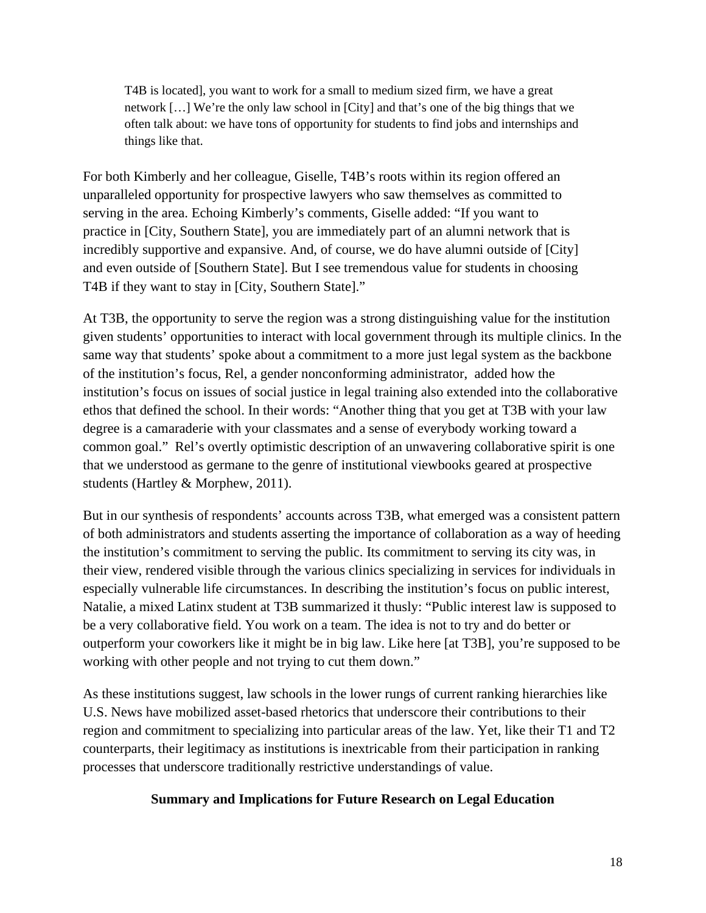> T4B is located], you want to work for a small to medium sized firm, we have a great network […] We're the only law school in [City] and that's one of the big things that we often talk about: we have tons of opportunity for students to find jobs and internships and things like that.

For both Kimberly and her colleague, Giselle, T4B's roots within its region offered an unparalleled opportunity for prospective lawyers who saw themselves as committed to serving in the area. Echoing Kimberly's comments, Giselle added: "If you want to practice in [City, Southern State], you are immediately part of an alumni network that is incredibly supportive and expansive. And, of course, we do have alumni outside of [City] and even outside of [Southern State]. But I see tremendous value for students in choosing T4B if they want to stay in [City, Southern State]."

At T3B, the opportunity to serve the region was a strong distinguishing value for the institution given students' opportunities to interact with local government through its multiple clinics. In the same way that students' spoke about a commitment to a more just legal system as the backbone of the institution's focus, Rel, a gender nonconforming administrator, added how the institution's focus on issues of social justice in legal training also extended into the collaborative ethos that defined the school. In their words: "Another thing that you get at T3B with your law degree is a camaraderie with your classmates and a sense of everybody working toward a common goal." Rel's overtly optimistic description of an unwavering collaborative spirit is one that we understood as germane to the genre of institutional viewbooks geared at prospective students (Hartley & Morphew, 2011).

But in our synthesis of respondents' accounts across T3B, what emerged was a consistent pattern of both administrators and students asserting the importance of collaboration as a way of heeding the institution's commitment to serving the public. Its commitment to serving its city was, in their view, rendered visible through the various clinics specializing in services for individuals in especially vulnerable life circumstances. In describing the institution's focus on public interest, Natalie, a mixed Latinx student at T3B summarized it thusly: "Public interest law is supposed to be a very collaborative field. You work on a team. The idea is not to try and do better or outperform your coworkers like it might be in big law. Like here [at T3B], you're supposed to be working with other people and not trying to cut them down."

As these institutions suggest, law schools in the lower rungs of current ranking hierarchies like U.S. News have mobilized asset-based rhetorics that underscore their contributions to their region and commitment to specializing into particular areas of the law. Yet, like their T1 and T2 counterparts, their legitimacy as institutions is inextricable from their participation in ranking processes that underscore traditionally restrictive understandings of value.

## Summary and Implications for Future Research on Legal Education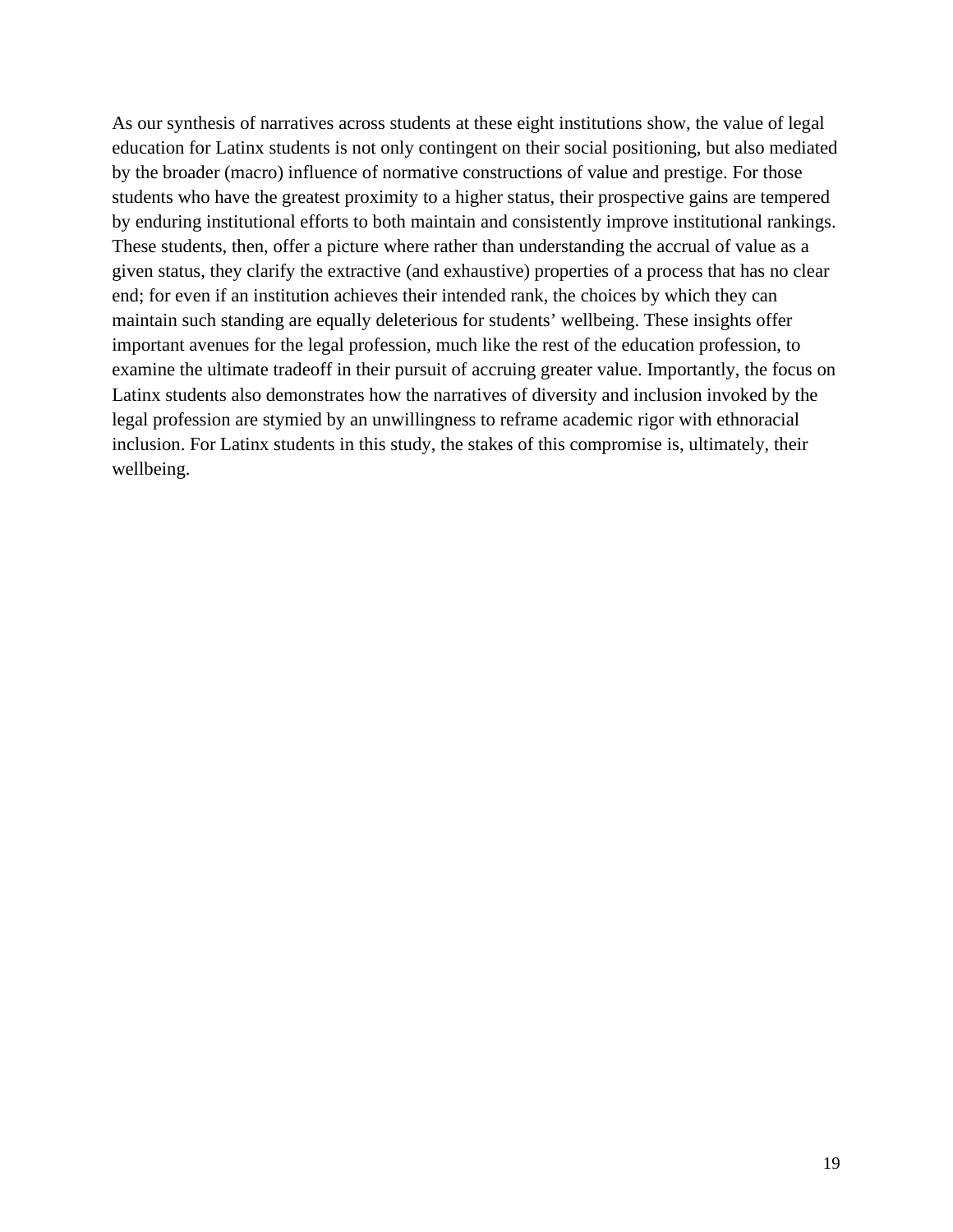As our synthesis of narratives across students at these eight institutions show, the value of legal education for Latinx students is not only contingent on their social positioning, but also mediated by the broader (macro) influence of normative constructions of value and prestige. For those students who have the greatest proximity to a higher status, their prospective gains are tempered by enduring institutional efforts to both maintain and consistently improve institutional rankings. These students, then, offer a picture where rather than understanding the accrual of value as a given status, they clarify the extractive (and exhaustive) properties of a process that has no clear end; for even if an institution achieves their intended rank, the choices by which they can maintain such standing are equally deleterious for students' wellbeing. These insights offer important avenues for the legal profession, much like the rest of the education profession, to examine the ultimate tradeoff in their pursuit of accruing greater value. Importantly, the focus on Latinx students also demonstrates how the narratives of diversity and inclusion invoked by the legal profession are stymied by an unwillingness to reframe academic rigor with ethnoracial inclusion. For Latinx students in this study, the stakes of this compromise is, ultimately, their wellbeing.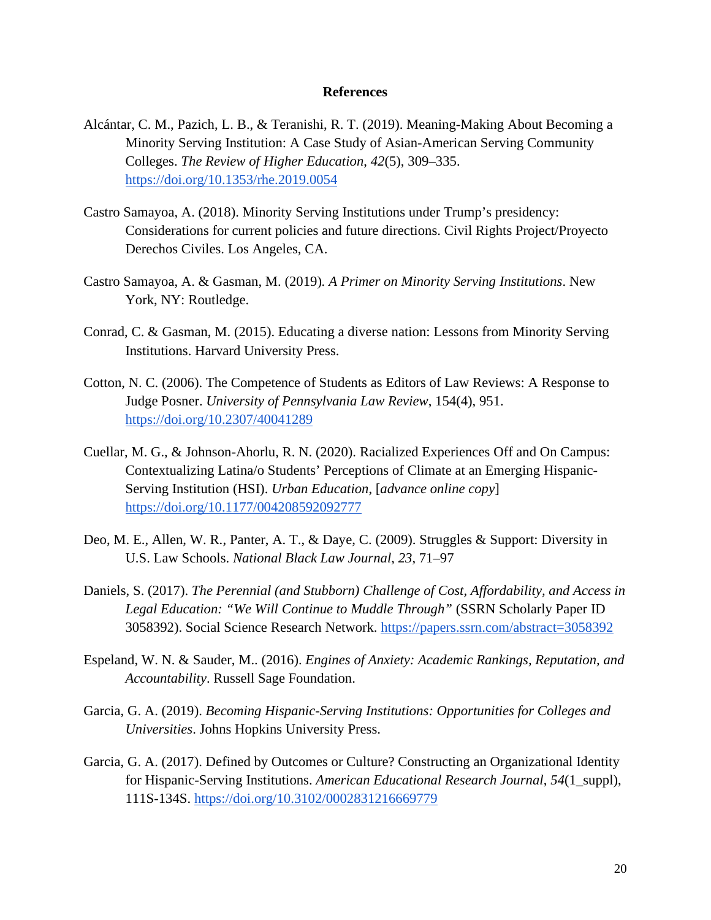## References

Alcántar, C. M., Pazich, L. B., & Teranishi, R. T. (2019). Meaning-Making About Becoming a Minority Serving Institution: A Case Study of Asian-American Serving Community Colleges. *The Review of Higher Education*, *42*(5), 309–335. https://doi.org/10.1353/rhe.2019.0054

Castro Samayoa, A. (2018). Minority Serving Institutions under Trump's presidency: Considerations for current policies and future directions. Civil Rights Project/Proyecto Derechos Civiles. Los Angeles, CA.

Castro Samayoa, A. & Gasman, M. (2019). *A Primer on Minority Serving Institutions*. New York, NY: Routledge.

Conrad, C. & Gasman, M. (2015). Educating a diverse nation: Lessons from Minority Serving Institutions. Harvard University Press.

Cotton, N. C. (2006). The Competence of Students as Editors of Law Reviews: A Response to Judge Posner. *University of Pennsylvania Law Review*, 154(4), 951. https://doi.org/10.2307/40041289

Cuellar, M. G., & Johnson-Ahorlu, R. N. (2020). Racialized Experiences Off and On Campus: Contextualizing Latina/o Students' Perceptions of Climate at an Emerging Hispanic-Serving Institution (HSI). *Urban Education*, [*advance online copy*] https://doi.org/10.1177/004208592092777

Deo, M. E., Allen, W. R., Panter, A. T., & Daye, C. (2009). Struggles & Support: Diversity in U.S. Law Schools. *National Black Law Journal*, *23*, 71–97

Daniels, S. (2017). *The Perennial (and Stubborn) Challenge of Cost, Affordability, and Access in Legal Education: "We Will Continue to Muddle Through"* (SSRN Scholarly Paper ID 3058392). Social Science Research Network. https://papers.ssrn.com/abstract=3058392

Espeland, W. N. & Sauder, M.. (2016). *Engines of Anxiety: Academic Rankings, Reputation, and Accountability*. Russell Sage Foundation.

Garcia, G. A. (2019). *Becoming Hispanic-Serving Institutions: Opportunities for Colleges and Universities*. Johns Hopkins University Press.

Garcia, G. A. (2017). Defined by Outcomes or Culture? Constructing an Organizational Identity for Hispanic-Serving Institutions. *American Educational Research Journal*, *54*(1_suppl), 111S-134S. https://doi.org/10.3102/0002831216669779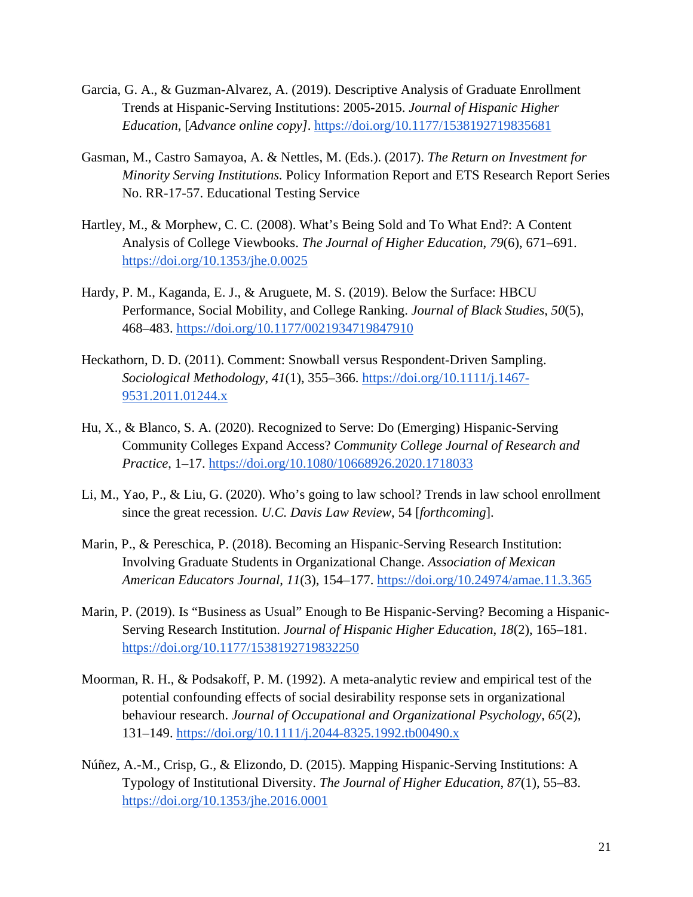Garcia, G. A., & Guzman-Alvarez, A. (2019). Descriptive Analysis of Graduate Enrollment Trends at Hispanic-Serving Institutions: 2005-2015. *Journal of Hispanic Higher Education*, [*Advance online copy]*. https://doi.org/10.1177/1538192719835681

Gasman, M., Castro Samayoa, A. & Nettles, M. (Eds.). (2017). *The Return on Investment for Minority Serving Institutions.* Policy Information Report and ETS Research Report Series No. RR-17-57. Educational Testing Service

Hartley, M., & Morphew, C. C. (2008). What's Being Sold and To What End?: A Content Analysis of College Viewbooks. *The Journal of Higher Education*, *79*(6), 671–691. https://doi.org/10.1353/jhe.0.0025

Hardy, P. M., Kaganda, E. J., & Aruguete, M. S. (2019). Below the Surface: HBCU Performance, Social Mobility, and College Ranking. *Journal of Black Studies*, *50*(5), 468–483. https://doi.org/10.1177/0021934719847910

Heckathorn, D. D. (2011). Comment: Snowball versus Respondent-Driven Sampling. *Sociological Methodology*, *41*(1), 355–366. https://doi.org/10.1111/j.1467-9531.2011.01244.x

Hu, X., & Blanco, S. A. (2020). Recognized to Serve: Do (Emerging) Hispanic-Serving Community Colleges Expand Access? *Community College Journal of Research and Practice*, 1–17. https://doi.org/10.1080/10668926.2020.1718033

Li, M., Yao, P., & Liu, G. (2020). Who's going to law school? Trends in law school enrollment since the great recession. *U.C. Davis Law Review*, 54 [*forthcoming*].

Marin, P., & Pereschica, P. (2018). Becoming an Hispanic-Serving Research Institution: Involving Graduate Students in Organizational Change. *Association of Mexican American Educators Journal*, *11*(3), 154–177. https://doi.org/10.24974/amae.11.3.365

Marin, P. (2019). Is "Business as Usual" Enough to Be Hispanic-Serving? Becoming a Hispanic-Serving Research Institution. *Journal of Hispanic Higher Education*, *18*(2), 165–181. https://doi.org/10.1177/1538192719832250

Moorman, R. H., & Podsakoff, P. M. (1992). A meta-analytic review and empirical test of the potential confounding effects of social desirability response sets in organizational behaviour research. *Journal of Occupational and Organizational Psychology*, *65*(2), 131–149. https://doi.org/10.1111/j.2044-8325.1992.tb00490.x

Núñez, A.-M., Crisp, G., & Elizondo, D. (2015). Mapping Hispanic-Serving Institutions: A Typology of Institutional Diversity. *The Journal of Higher Education*, *87*(1), 55–83. https://doi.org/10.1353/jhe.2016.0001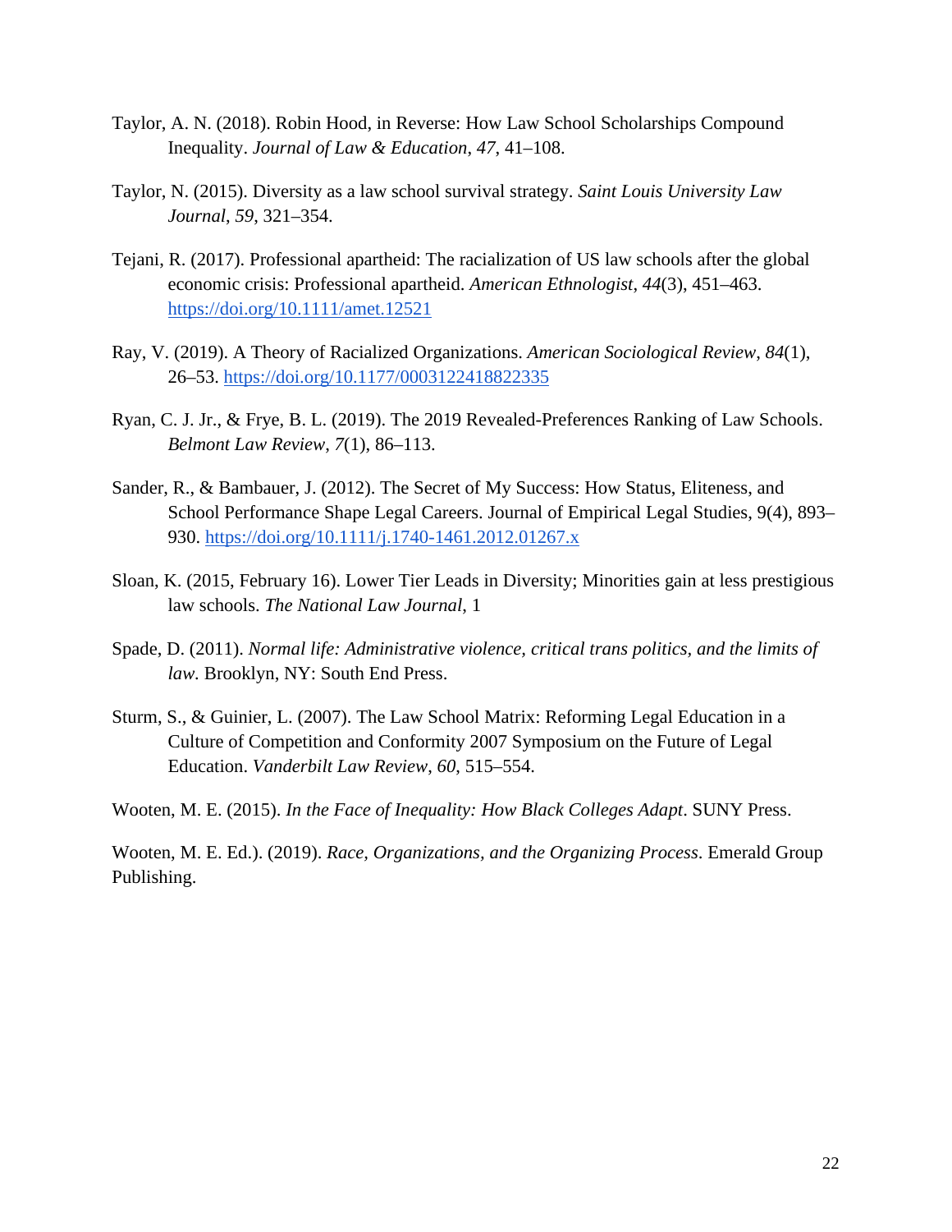Taylor, A. N. (2018). Robin Hood, in Reverse: How Law School Scholarships Compound Inequality. *Journal of Law & Education*, *47*, 41–108.

Taylor, N. (2015). Diversity as a law school survival strategy. *Saint Louis University Law Journal*, *59*, 321–354.

Tejani, R. (2017). Professional apartheid: The racialization of US law schools after the global economic crisis: Professional apartheid. *American Ethnologist*, *44*(3), 451–463. https://doi.org/10.1111/amet.12521

Ray, V. (2019). A Theory of Racialized Organizations. *American Sociological Review*, *84*(1), 26–53. https://doi.org/10.1177/0003122418822335

Ryan, C. J. Jr., & Frye, B. L. (2019). The 2019 Revealed-Preferences Ranking of Law Schools. *Belmont Law Review*, *7*(1), 86–113.

Sander, R., & Bambauer, J. (2012). The Secret of My Success: How Status, Eliteness, and School Performance Shape Legal Careers. Journal of Empirical Legal Studies, 9(4), 893–930. https://doi.org/10.1111/j.1740-1461.2012.01267.x

Sloan, K. (2015, February 16). Lower Tier Leads in Diversity; Minorities gain at less prestigious law schools. *The National Law Journal*, 1

Spade, D. (2011). *Normal life: Administrative violence, critical trans politics, and the limits of law*. Brooklyn, NY: South End Press.

Sturm, S., & Guinier, L. (2007). The Law School Matrix: Reforming Legal Education in a Culture of Competition and Conformity 2007 Symposium on the Future of Legal Education. *Vanderbilt Law Review*, *60*, 515–554.

Wooten, M. E. (2015). *In the Face of Inequality: How Black Colleges Adapt*. SUNY Press.

Wooten, M. E. Ed.). (2019). *Race, Organizations, and the Organizing Process*. Emerald Group Publishing.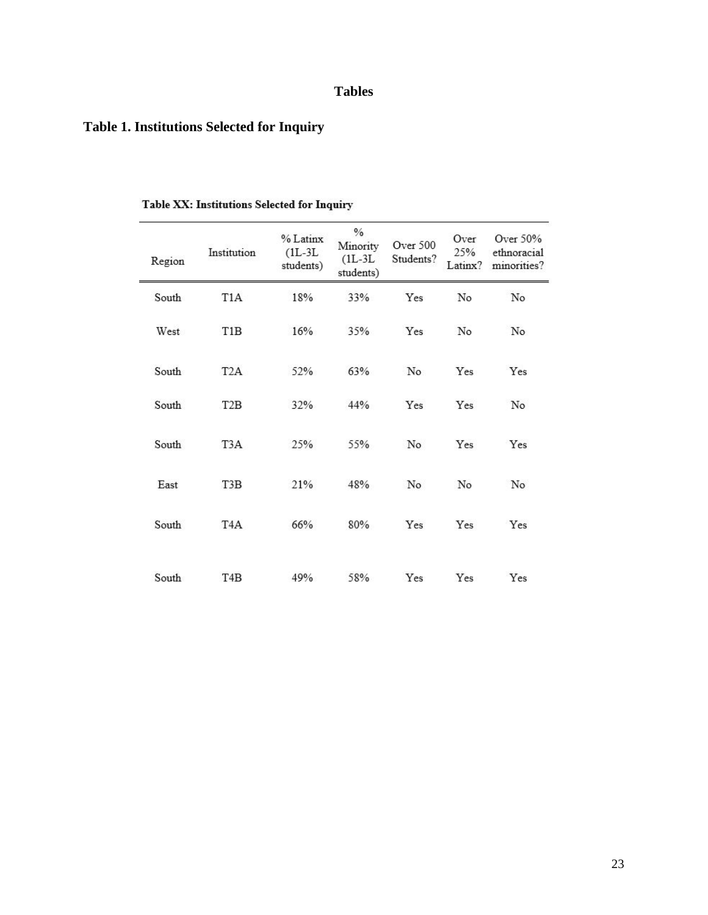# Tables

## Table 1. Institutions Selected for Inquiry

**Table XX: Institutions Selected for Inquiry**

| Region | Institution | % Latinx (1L-3L students) | % Minority (1L-3L students) | Over 500 Students? | Over 25% Latinx? | Over 50% ethnoracial minorities? |
|---|---|---|---|---|---|---|
| South | T1A | 18% | 33% | Yes | No | No |
| West | T1B | 16% | 35% | Yes | No | No |
| South | T2A | 52% | 63% | No | Yes | Yes |
| South | T2B | 32% | 44% | Yes | Yes | No |
| South | T3A | 25% | 55% | No | Yes | Yes |
| East | T3B | 21% | 48% | No | No | No |
| South | T4A | 66% | 80% | Yes | Yes | Yes |
| South | T4B | 49% | 58% | Yes | Yes | Yes |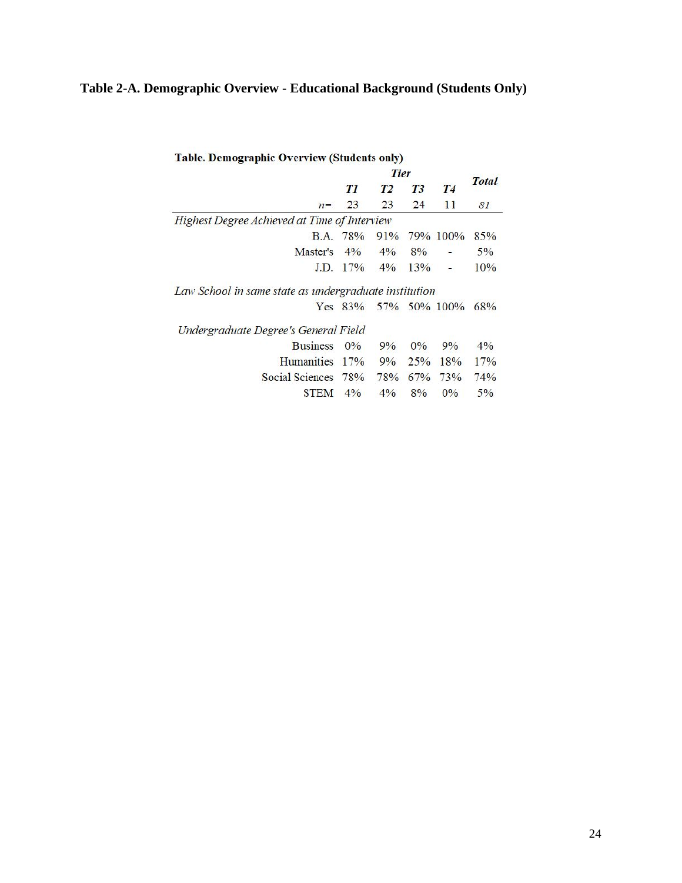### Table 2-A. Demographic Overview - Educational Background (Students Only)

**Table. Demographic Overview (Students only)**

| | *Tier* | | | | ***Total*** |
|---|---|---|---|---|---|
| | ***T1*** | ***T2*** | ***T3*** | ***T4*** | |
| *n=* | 23 | 23 | 24 | 11 | *81* |
| *Highest Degree Achieved at Time of Interview* | | | | | |
| B.A. | 78% | 91% | 79% | 100% | 85% |
| Master's | 4% | 4% | 8% | - | 5% |
| J.D. | 17% | 4% | 13% | - | 10% |
| *Law School in same state as undergraduate institution* | | | | | |
| Yes | 83% | 57% | 50% | 100% | 68% |
| *Undergraduate Degree's General Field* | | | | | |
| Business | 0% | 9% | 0% | 9% | 4% |
| Humanities | 17% | 9% | 25% | 18% | 17% |
| Social Sciences | 78% | 78% | 67% | 73% | 74% |
| STEM | 4% | 4% | 8% | 0% | 5% |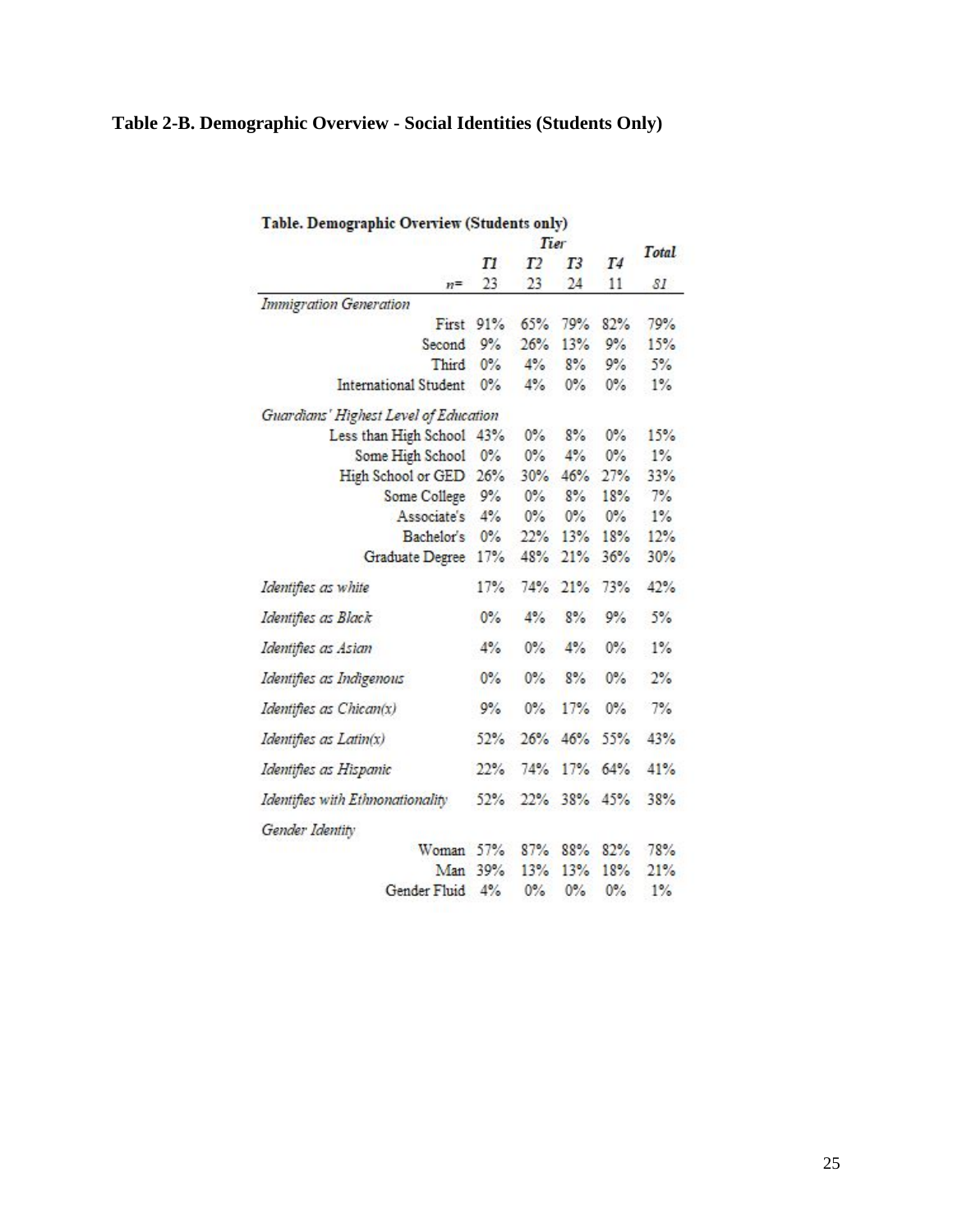**Table 2-B. Demographic Overview - Social Identities (Students Only)**

Table. Demographic Overview (Students only)

| | Tier | | | | Total |
|---|---|---|---|---|---|
| | *T1* | *T2* | *T3* | *T4* | |
| *n*= | 23 | 23 | 24 | 11 | *81* |
| *Immigration Generation* | | | | | |
| First | 91% | 65% | 79% | 82% | 79% |
| Second | 9% | 26% | 13% | 9% | 15% |
| Third | 0% | 4% | 8% | 9% | 5% |
| International Student | 0% | 4% | 0% | 0% | 1% |
| *Guardians' Highest Level of Education* | | | | | |
| Less than High School | 43% | 0% | 8% | 0% | 15% |
| Some High School | 0% | 0% | 4% | 0% | 1% |
| High School or GED | 26% | 30% | 46% | 27% | 33% |
| Some College | 9% | 0% | 8% | 18% | 7% |
| Associate's | 4% | 0% | 0% | 0% | 1% |
| Bachelor's | 0% | 22% | 13% | 18% | 12% |
| Graduate Degree | 17% | 48% | 21% | 36% | 30% |
| *Identifies as white* | 17% | 74% | 21% | 73% | 42% |
| *Identifies as Black* | 0% | 4% | 8% | 9% | 5% |
| *Identifies as Asian* | 4% | 0% | 4% | 0% | 1% |
| *Identifies as Indigenous* | 0% | 0% | 8% | 0% | 2% |
| *Identifies as Chican(x)* | 9% | 0% | 17% | 0% | 7% |
| *Identifies as Latin(x)* | 52% | 26% | 46% | 55% | 43% |
| *Identifies as Hispanic* | 22% | 74% | 17% | 64% | 41% |
| *Identifies with Ethnonationality* | 52% | 22% | 38% | 45% | 38% |
| *Gender Identity* | | | | | |
| Woman | 57% | 87% | 88% | 82% | 78% |
| Man | 39% | 13% | 13% | 18% | 21% |
| Gender Fluid | 4% | 0% | 0% | 0% | 1% |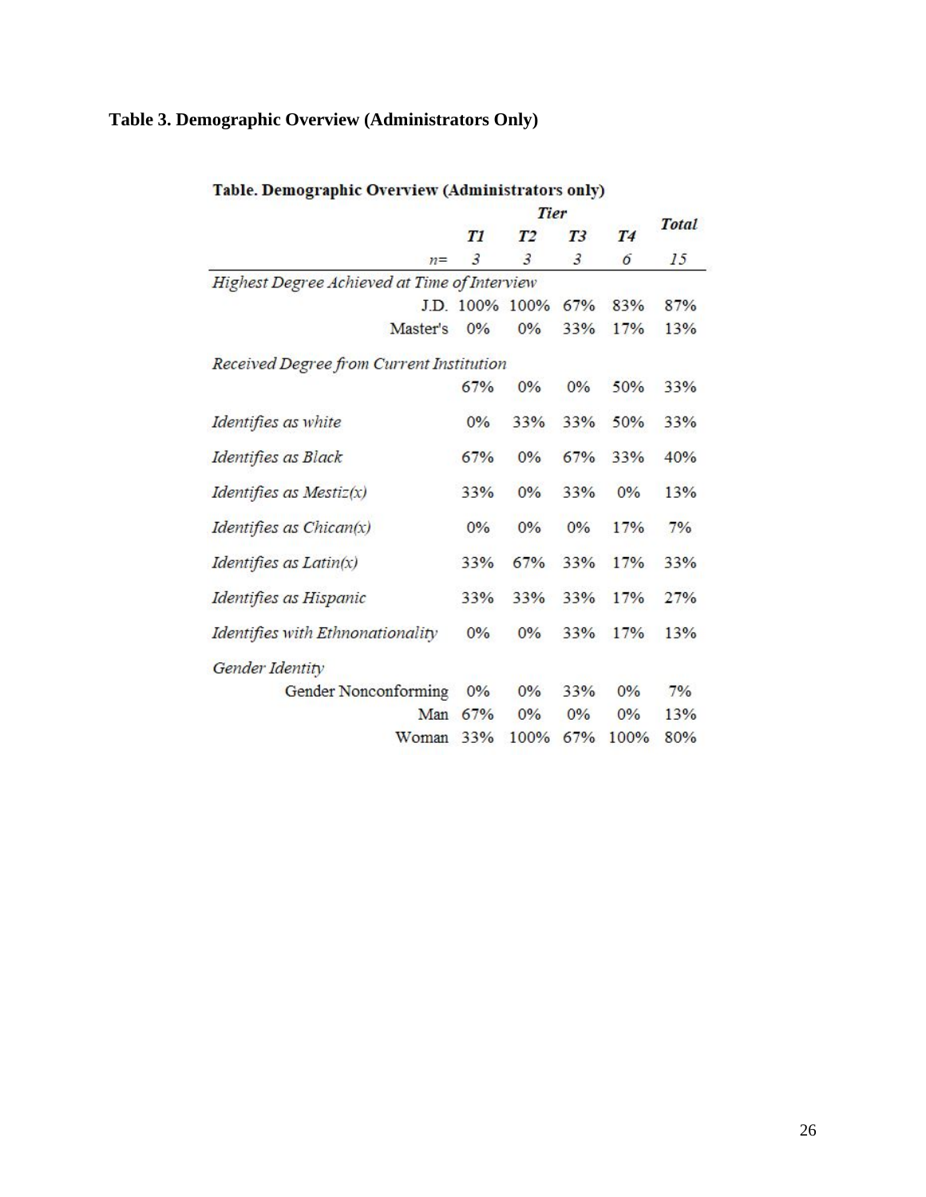**Table 3. Demographic Overview (Administrators Only)**

**Table. Demographic Overview (Administrators only)**

| | *Tier* | | | | ***Total*** |
|---|---|---|---|---|---|
| | ***T1*** | ***T2*** | ***T3*** | ***T4*** | |
| *n=* | *3* | *3* | *3* | *6* | *15* |
| *Highest Degree Achieved at Time of Interview* | | | | | |
| J.D. | 100% | 100% | 67% | 83% | 87% |
| Master's | 0% | 0% | 33% | 17% | 13% |
| *Received Degree from Current Institution* | | | | | |
| | 67% | 0% | 0% | 50% | 33% |
| *Identifies as white* | 0% | 33% | 33% | 50% | 33% |
| *Identifies as Black* | 67% | 0% | 67% | 33% | 40% |
| *Identifies as Mestiz(x)* | 33% | 0% | 33% | 0% | 13% |
| *Identifies as Chican(x)* | 0% | 0% | 0% | 17% | 7% |
| *Identifies as Latin(x)* | 33% | 67% | 33% | 17% | 33% |
| *Identifies as Hispanic* | 33% | 33% | 33% | 17% | 27% |
| *Identifies with Ethnonationality* | 0% | 0% | 33% | 17% | 13% |
| *Gender Identity* | | | | | |
| Gender Nonconforming | 0% | 0% | 33% | 0% | 7% |
| Man | 67% | 0% | 0% | 0% | 13% |
| Woman | 33% | 100% | 67% | 100% | 80% |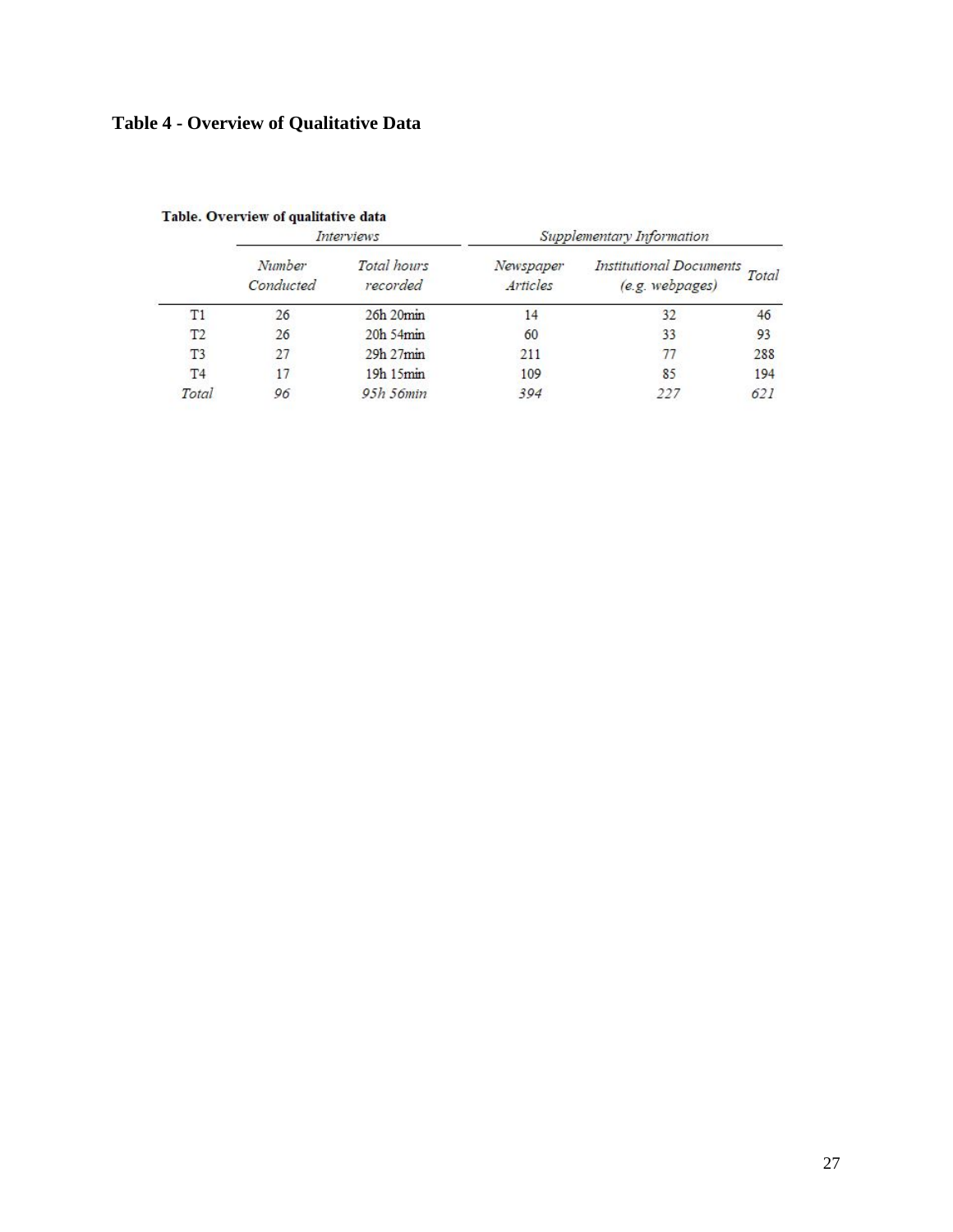**Table 4 - Overview of Qualitative Data**

**Table. Overview of qualitative data**

| | *Interviews* | | *Supplementary Information* | | |
|---|---|---|---|---|---|
| | *Number Conducted* | *Total hours recorded* | *Newspaper Articles* | *Institutional Documents (e.g. webpages)* | *Total* |
| T1 | 26 | 26h 20min | 14 | 32 | 46 |
| T2 | 26 | 20h 54min | 60 | 33 | 93 |
| T3 | 27 | 29h 27min | 211 | 77 | 288 |
| T4 | 17 | 19h 15min | 109 | 85 | 194 |
| *Total* | *96* | *95h 56min* | *394* | *227* | *621* |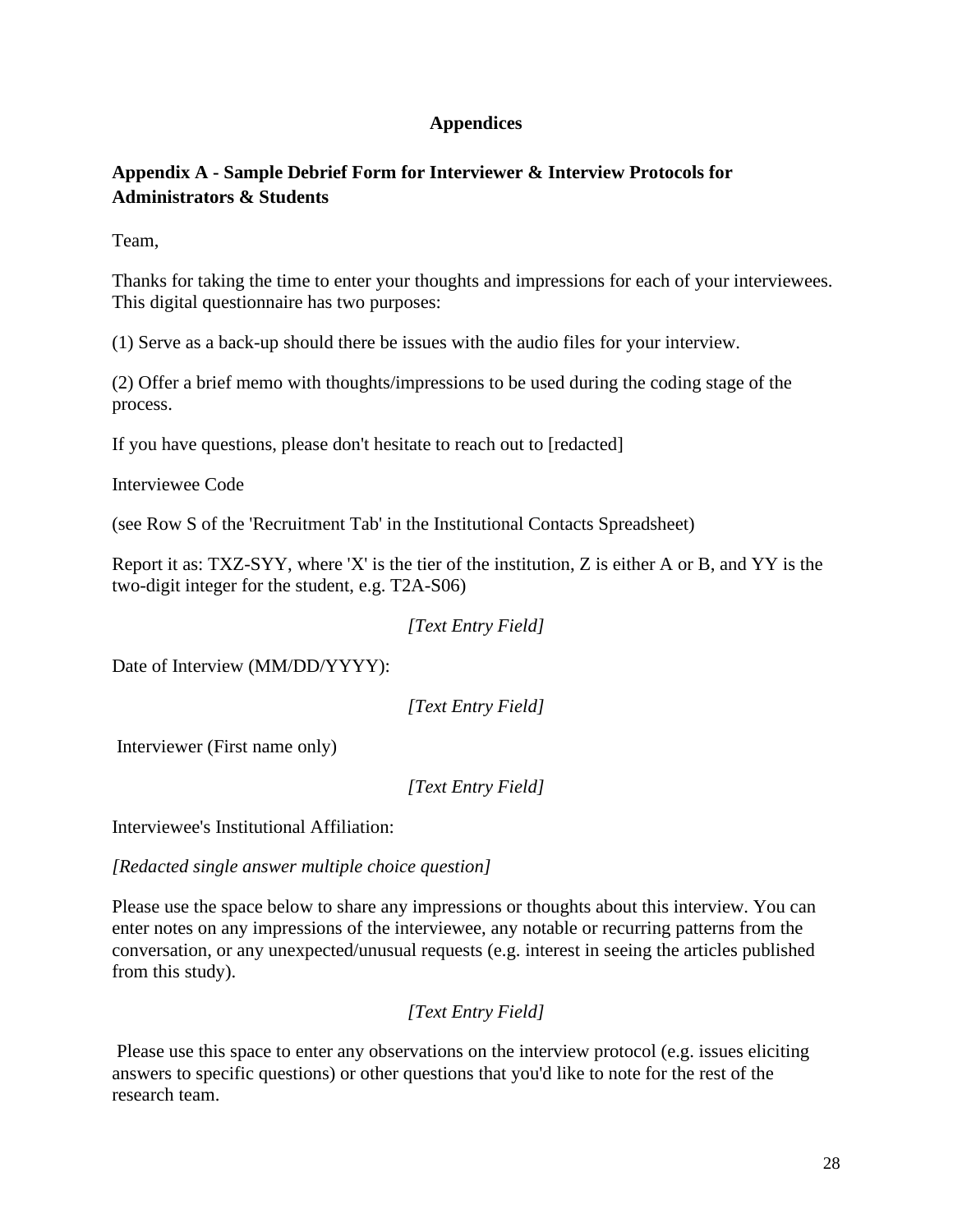# Appendices

## Appendix A - Sample Debrief Form for Interviewer & Interview Protocols for Administrators & Students

Team,

Thanks for taking the time to enter your thoughts and impressions for each of your interviewees. This digital questionnaire has two purposes:

(1) Serve as a back-up should there be issues with the audio files for your interview.

(2) Offer a brief memo with thoughts/impressions to be used during the coding stage of the process.

If you have questions, please don't hesitate to reach out to [redacted]

Interviewee Code

(see Row S of the 'Recruitment Tab' in the Institutional Contacts Spreadsheet)

Report it as: TXZ-SYY, where 'X' is the tier of the institution, Z is either A or B, and YY is the two-digit integer for the student, e.g. T2A-S06)

*[Text Entry Field]*

Date of Interview (MM/DD/YYYY):

*[Text Entry Field]*

Interviewer (First name only)

*[Text Entry Field]*

Interviewee's Institutional Affiliation:

*[Redacted single answer multiple choice question]*

Please use the space below to share any impressions or thoughts about this interview. You can enter notes on any impressions of the interviewee, any notable or recurring patterns from the conversation, or any unexpected/unusual requests (e.g. interest in seeing the articles published from this study).

*[Text Entry Field]*

Please use this space to enter any observations on the interview protocol (e.g. issues eliciting answers to specific questions) or other questions that you'd like to note for the rest of the research team.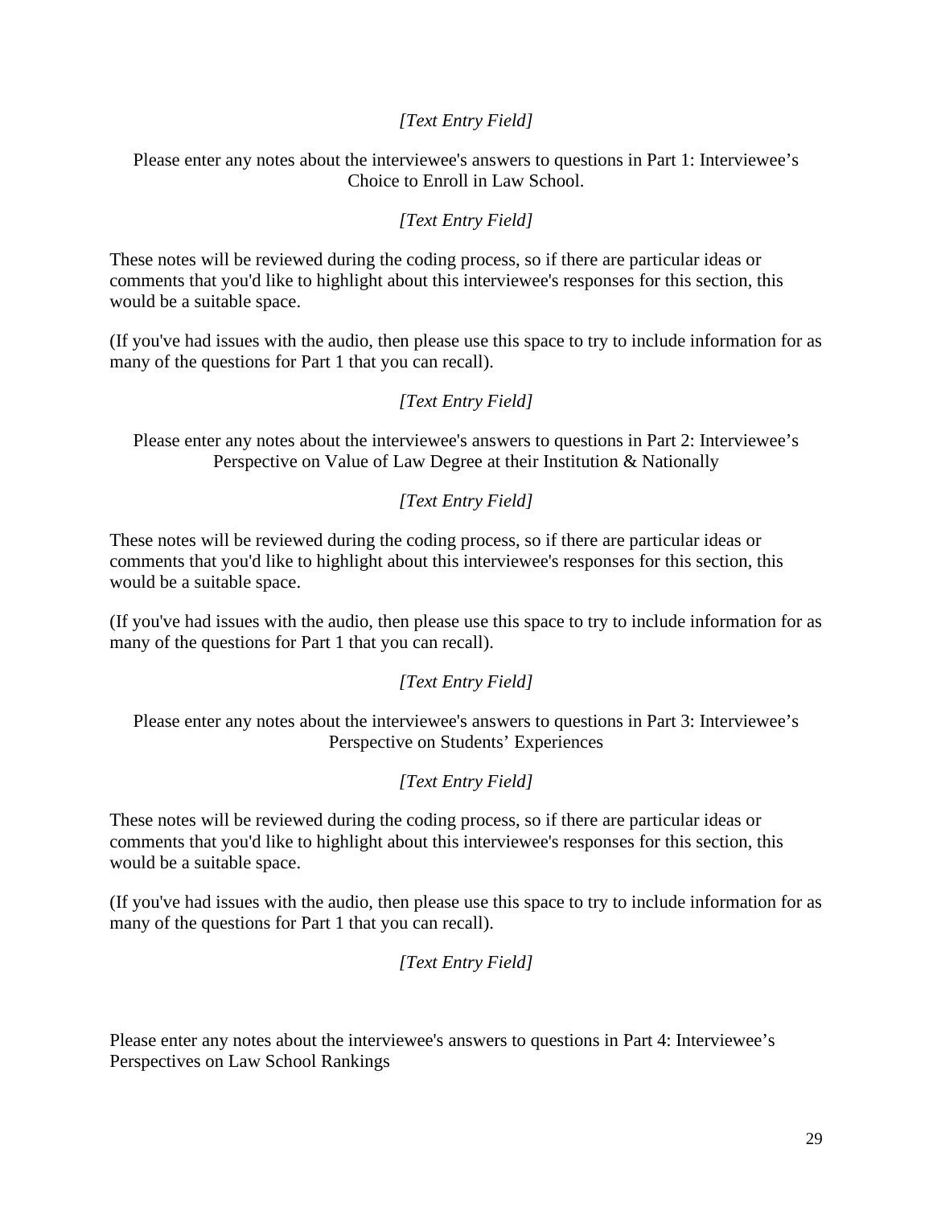*[Text Entry Field]*

Please enter any notes about the interviewee's answers to questions in Part 1: Interviewee's Choice to Enroll in Law School.

*[Text Entry Field]*

These notes will be reviewed during the coding process, so if there are particular ideas or comments that you'd like to highlight about this interviewee's responses for this section, this would be a suitable space.

(If you've had issues with the audio, then please use this space to try to include information for as many of the questions for Part 1 that you can recall).

*[Text Entry Field]*

Please enter any notes about the interviewee's answers to questions in Part 2: Interviewee's Perspective on Value of Law Degree at their Institution & Nationally

*[Text Entry Field]*

These notes will be reviewed during the coding process, so if there are particular ideas or comments that you'd like to highlight about this interviewee's responses for this section, this would be a suitable space.

(If you've had issues with the audio, then please use this space to try to include information for as many of the questions for Part 1 that you can recall).

*[Text Entry Field]*

Please enter any notes about the interviewee's answers to questions in Part 3: Interviewee's Perspective on Students' Experiences

*[Text Entry Field]*

These notes will be reviewed during the coding process, so if there are particular ideas or comments that you'd like to highlight about this interviewee's responses for this section, this would be a suitable space.

(If you've had issues with the audio, then please use this space to try to include information for as many of the questions for Part 1 that you can recall).

*[Text Entry Field]*

Please enter any notes about the interviewee's answers to questions in Part 4: Interviewee's Perspectives on Law School Rankings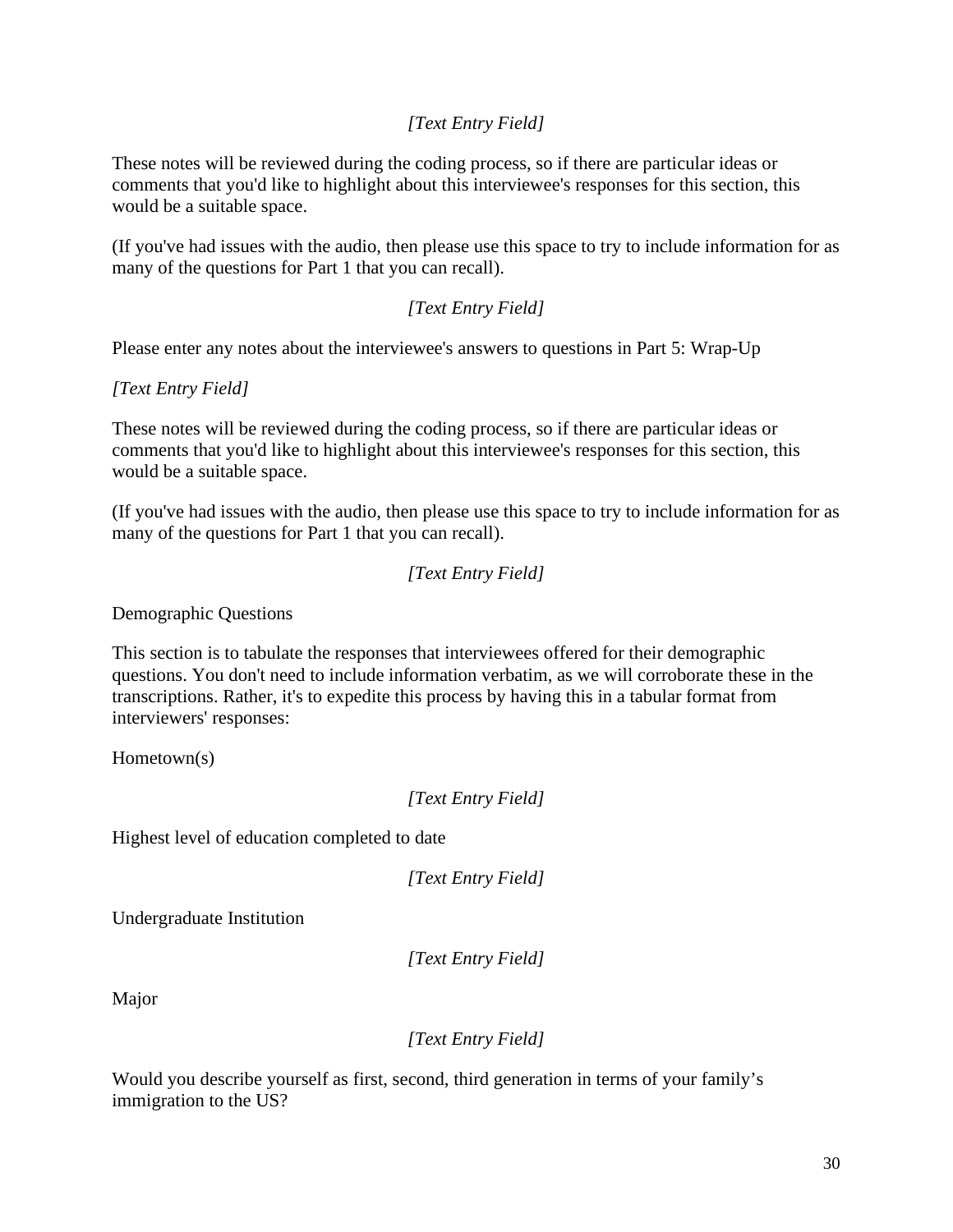*[Text Entry Field]*

These notes will be reviewed during the coding process, so if there are particular ideas or comments that you'd like to highlight about this interviewee's responses for this section, this would be a suitable space.

(If you've had issues with the audio, then please use this space to try to include information for as many of the questions for Part 1 that you can recall).

*[Text Entry Field]*

Please enter any notes about the interviewee's answers to questions in Part 5: Wrap-Up

*[Text Entry Field]*

These notes will be reviewed during the coding process, so if there are particular ideas or comments that you'd like to highlight about this interviewee's responses for this section, this would be a suitable space.

(If you've had issues with the audio, then please use this space to try to include information for as many of the questions for Part 1 that you can recall).

*[Text Entry Field]*

Demographic Questions

This section is to tabulate the responses that interviewees offered for their demographic questions. You don't need to include information verbatim, as we will corroborate these in the transcriptions. Rather, it's to expedite this process by having this in a tabular format from interviewers' responses:

Hometown(s)

*[Text Entry Field]*

Highest level of education completed to date

*[Text Entry Field]*

Undergraduate Institution

*[Text Entry Field]*

Major

*[Text Entry Field]*

Would you describe yourself as first, second, third generation in terms of your family's immigration to the US?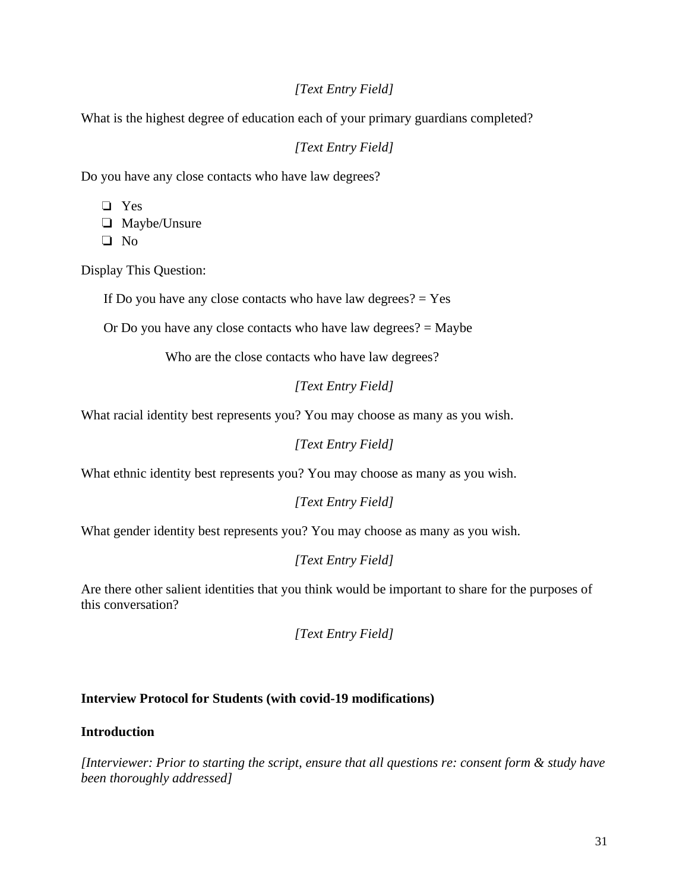*[Text Entry Field]*

What is the highest degree of education each of your primary guardians completed?

*[Text Entry Field]*

Do you have any close contacts who have law degrees?

- ❑ Yes
- ❑ Maybe/Unsure
- ❑ No

Display This Question:

If Do you have any close contacts who have law degrees? = Yes

Or Do you have any close contacts who have law degrees? = Maybe

Who are the close contacts who have law degrees?

*[Text Entry Field]*

What racial identity best represents you? You may choose as many as you wish.

*[Text Entry Field]*

What ethnic identity best represents you? You may choose as many as you wish.

*[Text Entry Field]*

What gender identity best represents you? You may choose as many as you wish.

*[Text Entry Field]*

Are there other salient identities that you think would be important to share for the purposes of this conversation?

*[Text Entry Field]*

**Interview Protocol for Students (with covid-19 modifications)**

**Introduction**

*[Interviewer: Prior to starting the script, ensure that all questions re: consent form & study have been thoroughly addressed]*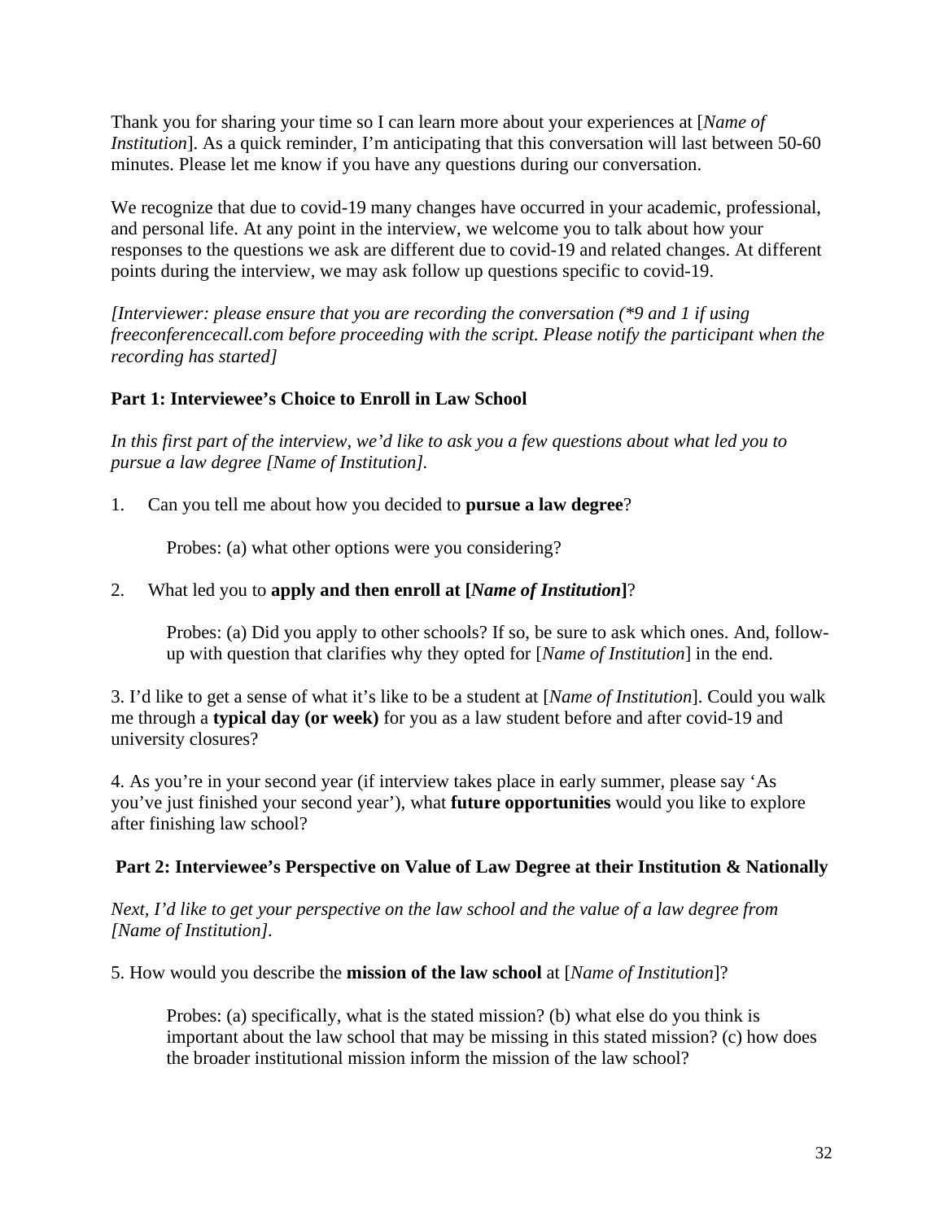Thank you for sharing your time so I can learn more about your experiences at [*Name of Institution*]. As a quick reminder, I'm anticipating that this conversation will last between 50-60 minutes. Please let me know if you have any questions during our conversation.

We recognize that due to covid-19 many changes have occurred in your academic, professional, and personal life. At any point in the interview, we welcome you to talk about how your responses to the questions we ask are different due to covid-19 and related changes. At different points during the interview, we may ask follow up questions specific to covid-19.

*[Interviewer: please ensure that you are recording the conversation (*9 and 1 if using freeconferencecall.com before proceeding with the script. Please notify the participant when the recording has started]*

**Part 1: Interviewee's Choice to Enroll in Law School**

*In this first part of the interview, we'd like to ask you a few questions about what led you to pursue a law degree [Name of Institution].*

1. Can you tell me about how you decided to **pursue a law degree**?

   Probes: (a) what other options were you considering?

2. What led you to **apply and then enroll at [*Name of Institution*]**?

   Probes: (a) Did you apply to other schools? If so, be sure to ask which ones. And, follow-up with question that clarifies why they opted for [*Name of Institution*] in the end.

3. I'd like to get a sense of what it's like to be a student at [*Name of Institution*]. Could you walk me through a **typical day (or week)** for you as a law student before and after covid-19 and university closures?

4. As you're in your second year (if interview takes place in early summer, please say 'As you've just finished your second year'), what **future opportunities** would you like to explore after finishing law school?

**Part 2: Interviewee's Perspective on Value of Law Degree at their Institution & Nationally**

*Next, I'd like to get your perspective on the law school and the value of a law degree from [Name of Institution].*

5. How would you describe the **mission of the law school** at [*Name of Institution*]?

   Probes: (a) specifically, what is the stated mission? (b) what else do you think is important about the law school that may be missing in this stated mission? (c) how does the broader institutional mission inform the mission of the law school?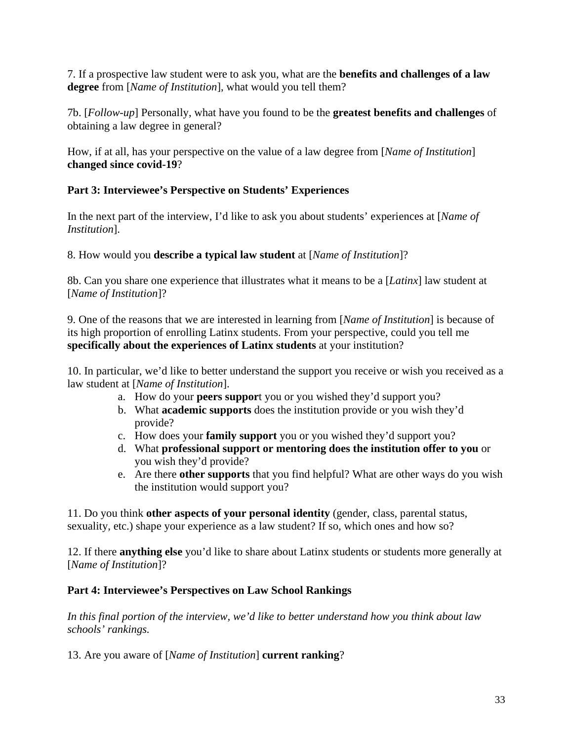7. If a prospective law student were to ask you, what are the **benefits and challenges of a law degree** from [*Name of Institution*], what would you tell them?

7b. [*Follow-up*] Personally, what have you found to be the **greatest benefits and challenges** of obtaining a law degree in general?

How, if at all, has your perspective on the value of a law degree from [*Name of Institution*] **changed since covid-19**?

**Part 3: Interviewee's Perspective on Students' Experiences**

In the next part of the interview, I'd like to ask you about students' experiences at [*Name of Institution*].

8. How would you **describe a typical law student** at [*Name of Institution*]?

8b. Can you share one experience that illustrates what it means to be a [*Latinx*] law student at [*Name of Institution*]?

9. One of the reasons that we are interested in learning from [*Name of Institution*] is because of its high proportion of enrolling Latinx students. From your perspective, could you tell me **specifically about the experiences of Latinx students** at your institution?

10. In particular, we'd like to better understand the support you receive or wish you received as a law student at [*Name of Institution*].

a. How do your **peers suppor**t you or you wished they'd support you?
b. What **academic supports** does the institution provide or you wish they'd provide?
c. How does your **family support** you or you wished they'd support you?
d. What **professional support or mentoring does the institution offer to you** or you wish they'd provide?
e. Are there **other supports** that you find helpful? What are other ways do you wish the institution would support you?

11. Do you think **other aspects of your personal identity** (gender, class, parental status, sexuality, etc.) shape your experience as a law student? If so, which ones and how so?

12. If there **anything else** you'd like to share about Latinx students or students more generally at [*Name of Institution*]?

**Part 4: Interviewee's Perspectives on Law School Rankings**

*In this final portion of the interview, we'd like to better understand how you think about law schools' rankings.*

13. Are you aware of [*Name of Institution*] **current ranking**?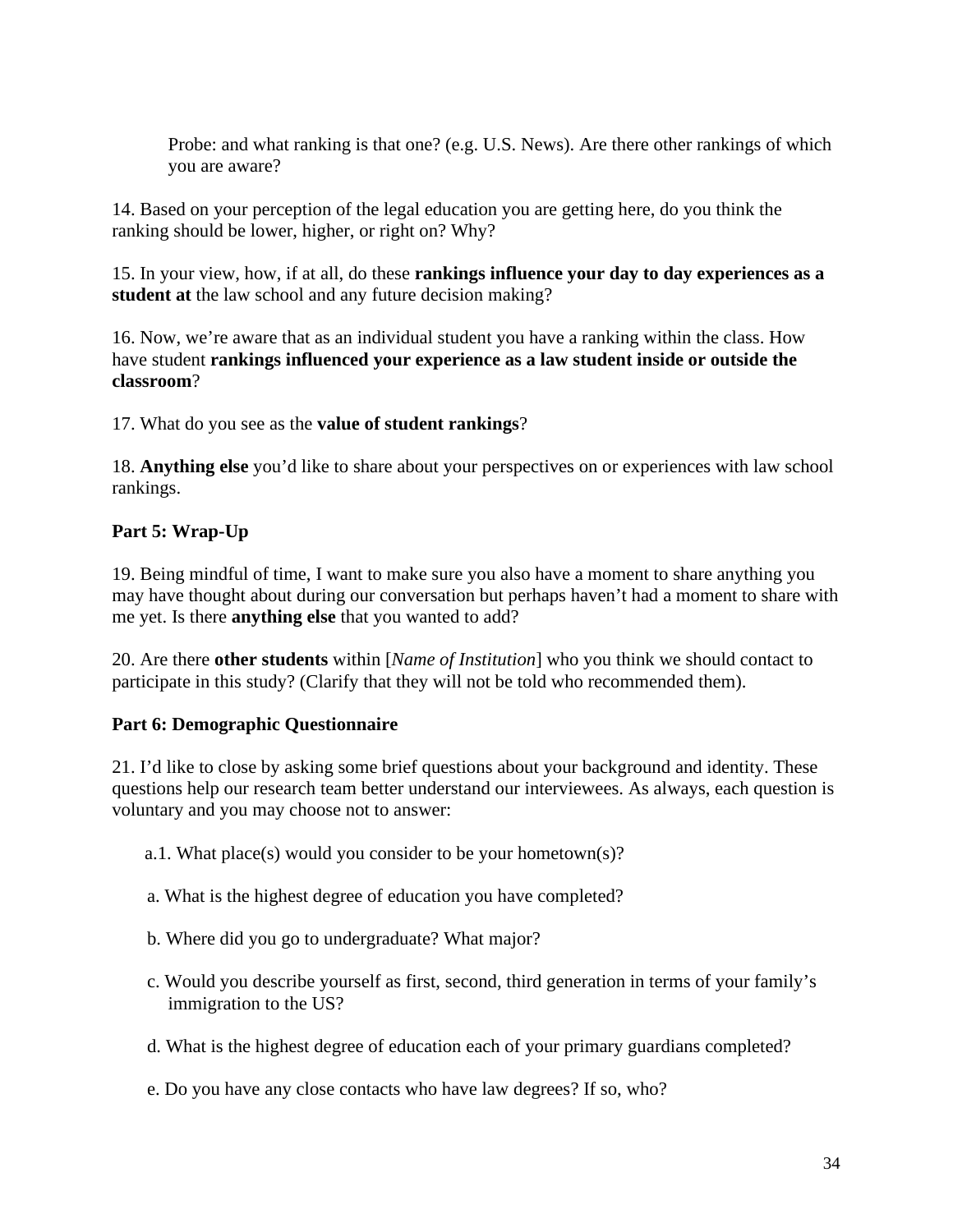Probe: and what ranking is that one? (e.g. U.S. News). Are there other rankings of which you are aware?

14. Based on your perception of the legal education you are getting here, do you think the ranking should be lower, higher, or right on? Why?

15. In your view, how, if at all, do these **rankings influence your day to day experiences as a student at** the law school and any future decision making?

16. Now, we're aware that as an individual student you have a ranking within the class. How have student **rankings influenced your experience as a law student inside or outside the classroom**?

17. What do you see as the **value of student rankings**?

18. **Anything else** you'd like to share about your perspectives on or experiences with law school rankings.

**Part 5: Wrap-Up**

19. Being mindful of time, I want to make sure you also have a moment to share anything you may have thought about during our conversation but perhaps haven't had a moment to share with me yet. Is there **anything else** that you wanted to add?

20. Are there **other students** within [*Name of Institution*] who you think we should contact to participate in this study? (Clarify that they will not be told who recommended them).

**Part 6: Demographic Questionnaire**

21. I'd like to close by asking some brief questions about your background and identity. These questions help our research team better understand our interviewees. As always, each question is voluntary and you may choose not to answer:

a.1. What place(s) would you consider to be your hometown(s)?

a. What is the highest degree of education you have completed?

b. Where did you go to undergraduate? What major?

c. Would you describe yourself as first, second, third generation in terms of your family's immigration to the US?

d. What is the highest degree of education each of your primary guardians completed?

e. Do you have any close contacts who have law degrees? If so, who?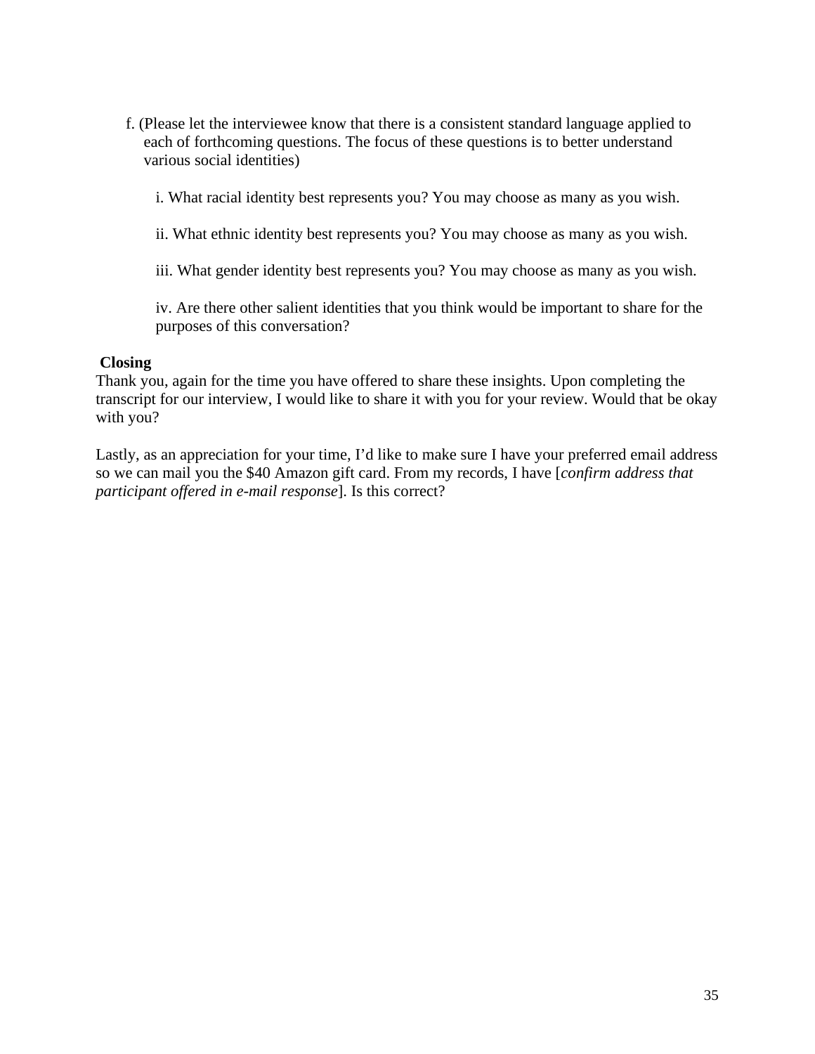f. (Please let the interviewee know that there is a consistent standard language applied to each of forthcoming questions. The focus of these questions is to better understand various social identities)

   i. What racial identity best represents you? You may choose as many as you wish.

   ii. What ethnic identity best represents you? You may choose as many as you wish.

   iii. What gender identity best represents you? You may choose as many as you wish.

   iv. Are there other salient identities that you think would be important to share for the purposes of this conversation?

**Closing**

Thank you, again for the time you have offered to share these insights. Upon completing the transcript for our interview, I would like to share it with you for your review. Would that be okay with you?

Lastly, as an appreciation for your time, I'd like to make sure I have your preferred email address so we can mail you the $40 Amazon gift card. From my records, I have [*confirm address that participant offered in e-mail response*]. Is this correct?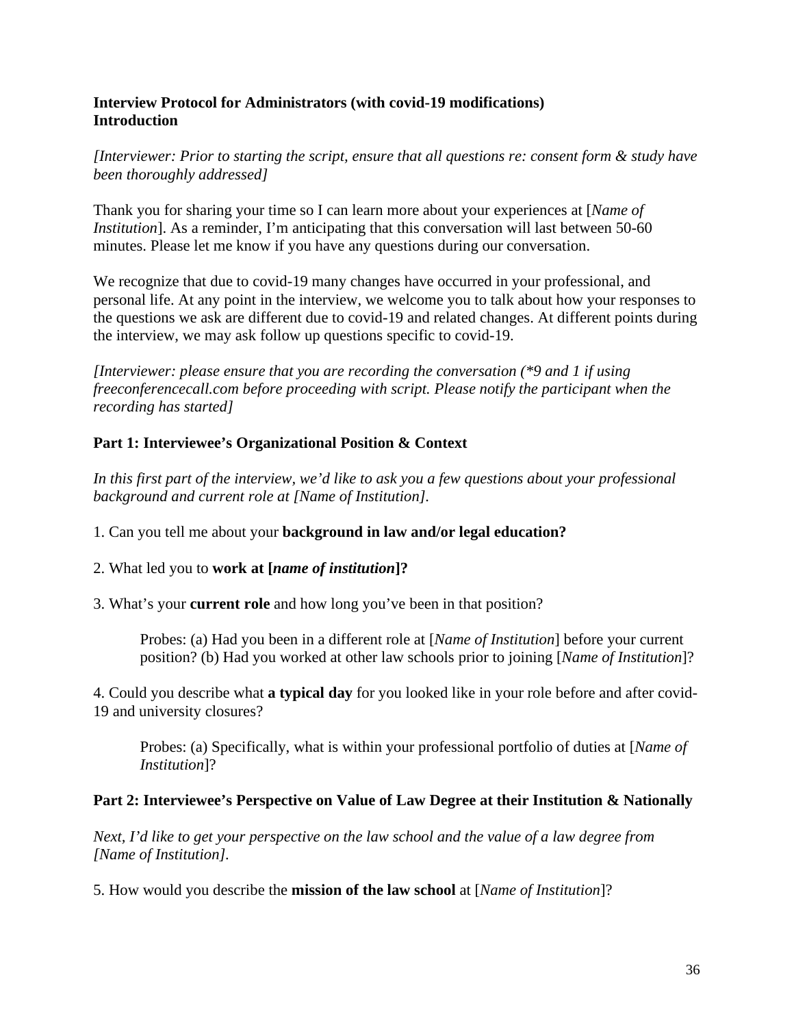**Interview Protocol for Administrators (with covid-19 modifications)**
**Introduction**

*[Interviewer: Prior to starting the script, ensure that all questions re: consent form & study have been thoroughly addressed]*

Thank you for sharing your time so I can learn more about your experiences at [*Name of Institution*]. As a reminder, I'm anticipating that this conversation will last between 50-60 minutes. Please let me know if you have any questions during our conversation.

We recognize that due to covid-19 many changes have occurred in your professional, and personal life. At any point in the interview, we welcome you to talk about how your responses to the questions we ask are different due to covid-19 and related changes. At different points during the interview, we may ask follow up questions specific to covid-19.

*[Interviewer: please ensure that you are recording the conversation (*9 and 1 if using freeconferencecall.com before proceeding with script. Please notify the participant when the recording has started]*

**Part 1: Interviewee's Organizational Position & Context**

*In this first part of the interview, we'd like to ask you a few questions about your professional background and current role at [Name of Institution].*

1. Can you tell me about your **background in law and/or legal education?**

2. What led you to **work at [*name of institution*]?**

3. What's your **current role** and how long you've been in that position?

   Probes: (a) Had you been in a different role at [*Name of Institution*] before your current position? (b) Had you worked at other law schools prior to joining [*Name of Institution*]?

4. Could you describe what **a typical day** for you looked like in your role before and after covid-19 and university closures?

   Probes: (a) Specifically, what is within your professional portfolio of duties at [*Name of Institution*]?

**Part 2: Interviewee's Perspective on Value of Law Degree at their Institution & Nationally**

*Next, I'd like to get your perspective on the law school and the value of a law degree from [Name of Institution].*

5. How would you describe the **mission of the law school** at [*Name of Institution*]?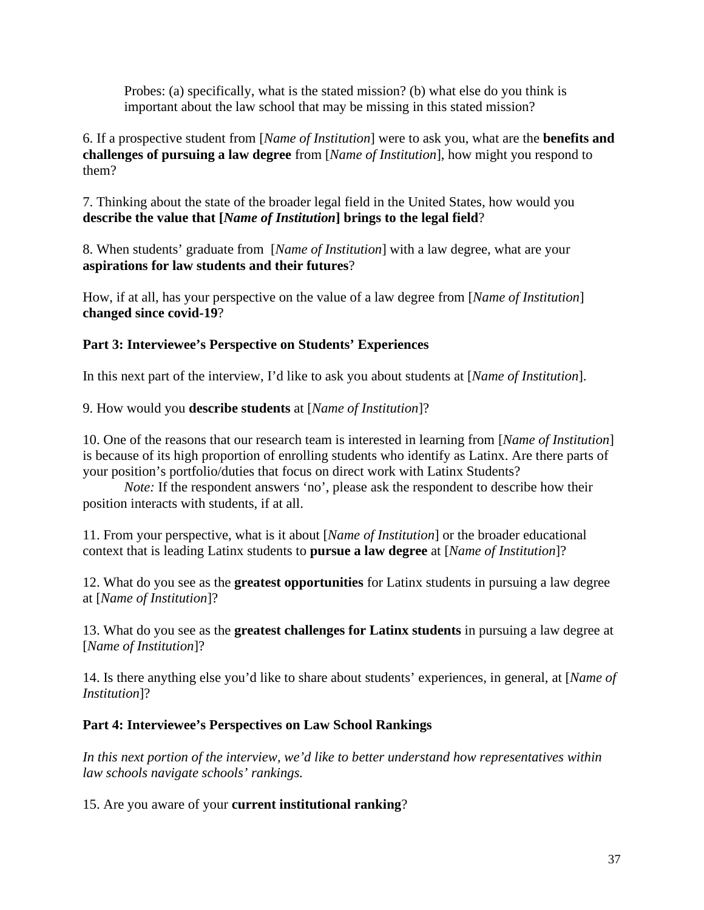Probes: (a) specifically, what is the stated mission? (b) what else do you think is important about the law school that may be missing in this stated mission?

6. If a prospective student from [*Name of Institution*] were to ask you, what are the **benefits and challenges of pursuing a law degree** from [*Name of Institution*], how might you respond to them?

7. Thinking about the state of the broader legal field in the United States, how would you **describe the value that [*Name of Institution*] brings to the legal field**?

8. When students' graduate from [*Name of Institution*] with a law degree, what are your **aspirations for law students and their futures**?

How, if at all, has your perspective on the value of a law degree from [*Name of Institution*] **changed since covid-19**?

**Part 3: Interviewee's Perspective on Students' Experiences**

In this next part of the interview, I'd like to ask you about students at [*Name of Institution*].

9. How would you **describe students** at [*Name of Institution*]?

10. One of the reasons that our research team is interested in learning from [*Name of Institution*] is because of its high proportion of enrolling students who identify as Latinx. Are there parts of your position's portfolio/duties that focus on direct work with Latinx Students?

*Note:* If the respondent answers 'no', please ask the respondent to describe how their position interacts with students, if at all.

11. From your perspective, what is it about [*Name of Institution*] or the broader educational context that is leading Latinx students to **pursue a law degree** at [*Name of Institution*]?

12. What do you see as the **greatest opportunities** for Latinx students in pursuing a law degree at [*Name of Institution*]?

13. What do you see as the **greatest challenges for Latinx students** in pursuing a law degree at [*Name of Institution*]?

14. Is there anything else you'd like to share about students' experiences, in general, at [*Name of Institution*]?

**Part 4: Interviewee's Perspectives on Law School Rankings**

*In this next portion of the interview, we'd like to better understand how representatives within law schools navigate schools' rankings.*

15. Are you aware of your **current institutional ranking**?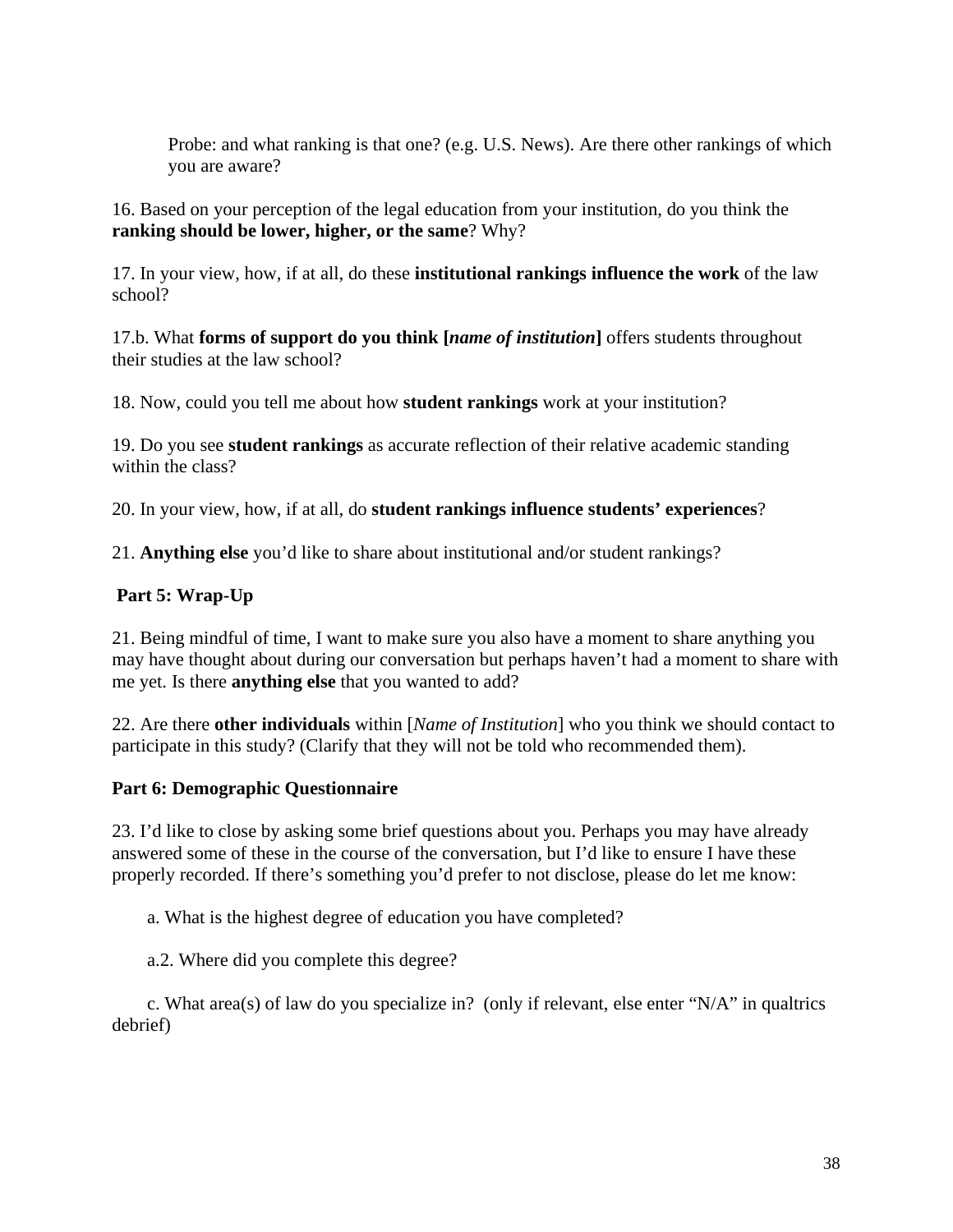Probe: and what ranking is that one? (e.g. U.S. News). Are there other rankings of which you are aware?

16. Based on your perception of the legal education from your institution, do you think the **ranking should be lower, higher, or the same**? Why?

17. In your view, how, if at all, do these **institutional rankings influence the work** of the law school?

17.b. What **forms of support do you think [*name of institution*]** offers students throughout their studies at the law school?

18. Now, could you tell me about how **student rankings** work at your institution?

19. Do you see **student rankings** as accurate reflection of their relative academic standing within the class?

20. In your view, how, if at all, do **student rankings influence students' experiences**?

21. **Anything else** you'd like to share about institutional and/or student rankings?

**Part 5: Wrap-Up**

21. Being mindful of time, I want to make sure you also have a moment to share anything you may have thought about during our conversation but perhaps haven't had a moment to share with me yet. Is there **anything else** that you wanted to add?

22. Are there **other individuals** within [*Name of Institution*] who you think we should contact to participate in this study? (Clarify that they will not be told who recommended them).

**Part 6: Demographic Questionnaire**

23. I'd like to close by asking some brief questions about you. Perhaps you may have already answered some of these in the course of the conversation, but I'd like to ensure I have these properly recorded. If there's something you'd prefer to not disclose, please do let me know:

a. What is the highest degree of education you have completed?

a.2. Where did you complete this degree?

c. What area(s) of law do you specialize in? (only if relevant, else enter "N/A" in qualtrics debrief)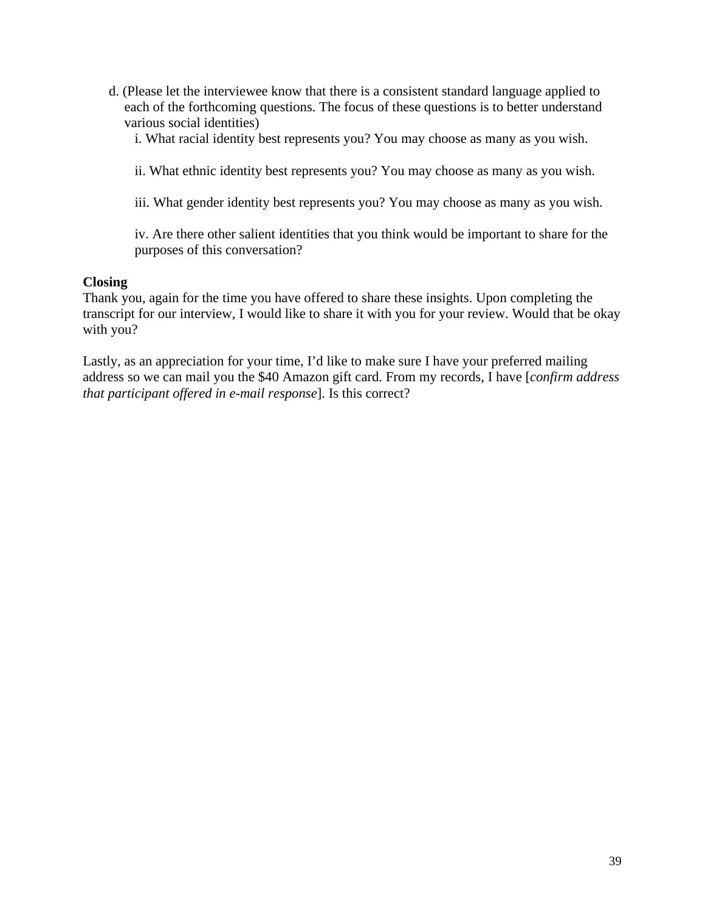d. (Please let the interviewee know that there is a consistent standard language applied to each of the forthcoming questions. The focus of these questions is to better understand various social identities)

  i. What racial identity best represents you? You may choose as many as you wish.

  ii. What ethnic identity best represents you? You may choose as many as you wish.

  iii. What gender identity best represents you? You may choose as many as you wish.

  iv. Are there other salient identities that you think would be important to share for the purposes of this conversation?

**Closing**

Thank you, again for the time you have offered to share these insights. Upon completing the transcript for our interview, I would like to share it with you for your review. Would that be okay with you?

Lastly, as an appreciation for your time, I'd like to make sure I have your preferred mailing address so we can mail you the $40 Amazon gift card. From my records, I have [*confirm address that participant offered in e-mail response*]. Is this correct?